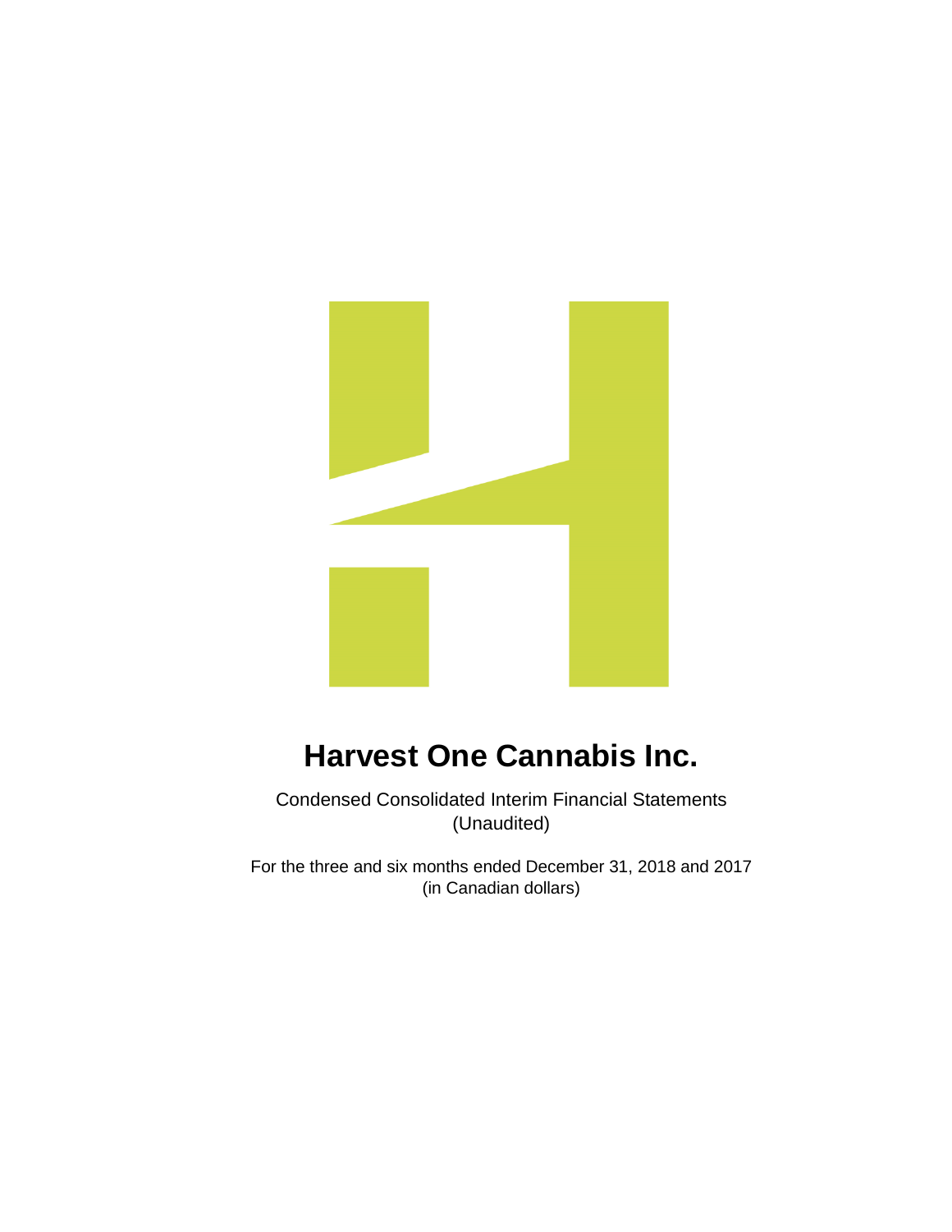# Harvest One Cannabis Inc.

Condensed Consolidated Interim Financial Statements
(Unaudited)

For the three and six months ended December 31, 2018 and 2017
(in Canadian dollars)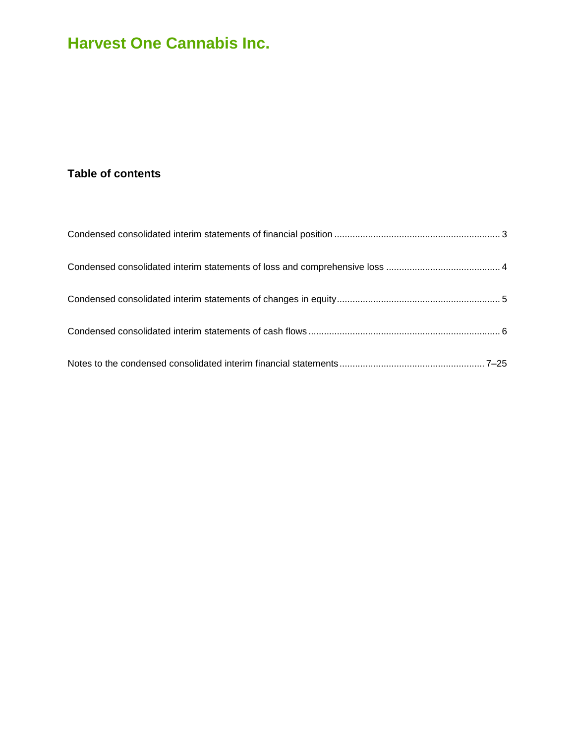# Harvest One Cannabis Inc.

## Table of contents

| | |
|---|---|
| Condensed consolidated interim statements of financial position | 3 |
| Condensed consolidated interim statements of loss and comprehensive loss | 4 |
| Condensed consolidated interim statements of changes in equity | 5 |
| Condensed consolidated interim statements of cash flows | 6 |
| Notes to the condensed consolidated interim financial statements | 7–25 |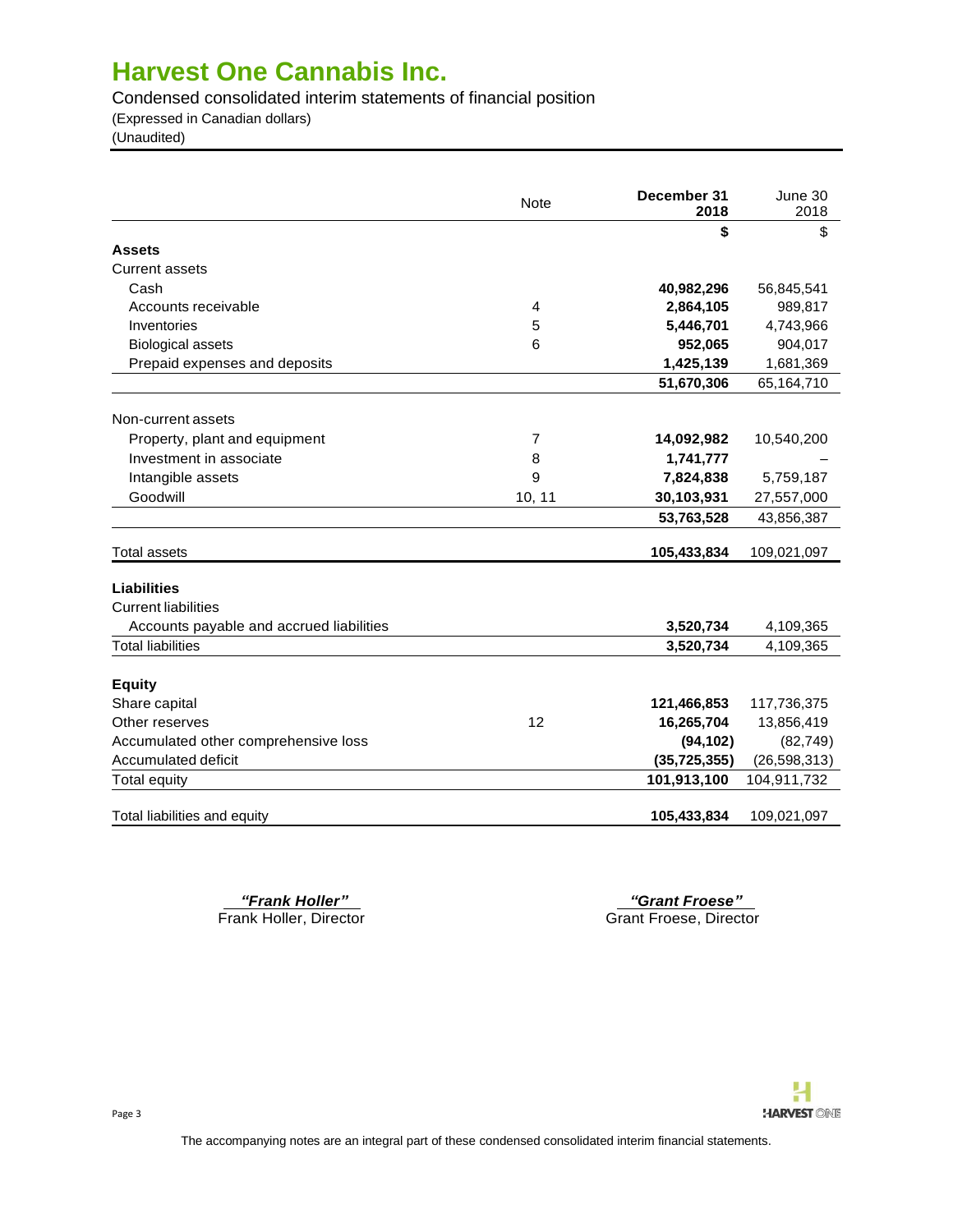# Harvest One Cannabis Inc.

Condensed consolidated interim statements of financial position
(Expressed in Canadian dollars)
(Unaudited)

| | Note | December 31 2018 | June 30 2018 |
|---|---|---|---|
| | | **$** | $ |
| **Assets** | | | |
| Current assets | | | |
| Cash | | **40,982,296** | 56,845,541 |
| Accounts receivable | 4 | **2,864,105** | 989,817 |
| Inventories | 5 | **5,446,701** | 4,743,966 |
| Biological assets | 6 | **952,065** | 904,017 |
| Prepaid expenses and deposits | | **1,425,139** | 1,681,369 |
| | | **51,670,306** | 65,164,710 |
| Non-current assets | | | |
| Property, plant and equipment | 7 | **14,092,982** | 10,540,200 |
| Investment in associate | 8 | **1,741,777** | – |
| Intangible assets | 9 | **7,824,838** | 5,759,187 |
| Goodwill | 10, 11 | **30,103,931** | 27,557,000 |
| | | **53,763,528** | 43,856,387 |
| Total assets | | **105,433,834** | 109,021,097 |
| **Liabilities** | | | |
| Current liabilities | | | |
| Accounts payable and accrued liabilities | | **3,520,734** | 4,109,365 |
| Total liabilities | | **3,520,734** | 4,109,365 |
| **Equity** | | | |
| Share capital | | **121,466,853** | 117,736,375 |
| Other reserves | 12 | **16,265,704** | 13,856,419 |
| Accumulated other comprehensive loss | | **(94,102)** | (82,749) |
| Accumulated deficit | | **(35,725,355)** | (26,598,313) |
| Total equity | | **101,913,100** | 104,911,732 |
| Total liabilities and equity | | **105,433,834** | 109,021,097 |

***"Frank Holler"***
Frank Holler, Director

***"Grant Froese"***
Grant Froese, Director

The accompanying notes are an integral part of these condensed consolidated interim financial statements.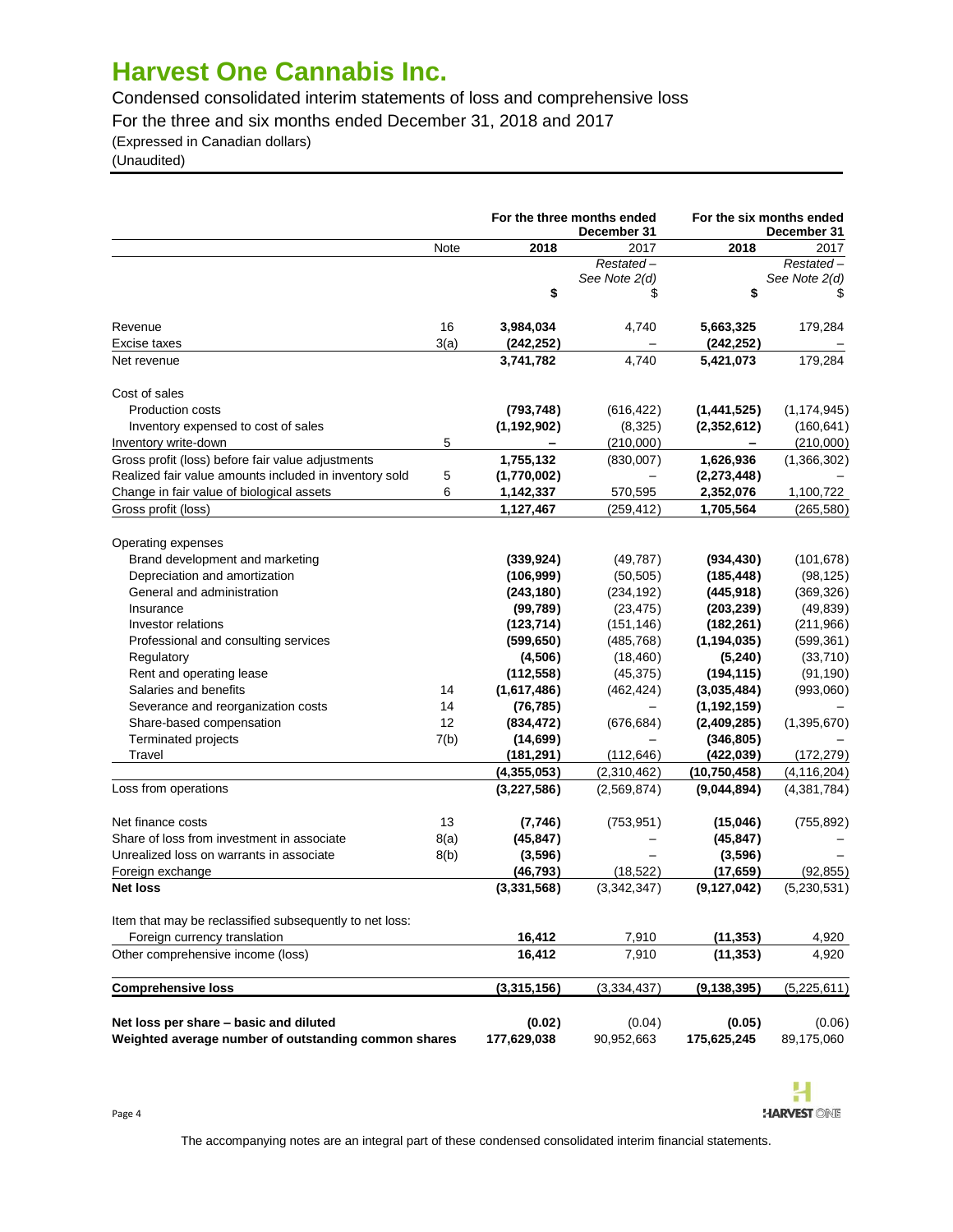# Harvest One Cannabis Inc.

Condensed consolidated interim statements of loss and comprehensive loss

For the three and six months ended December 31, 2018 and 2017

(Expressed in Canadian dollars)

(Unaudited)

| | Note | For the three months ended December 31 | | For the six months ended December 31 | |
|---|---|---|---|---|---|
| | | **2018** | 2017 | **2018** | 2017 |
| | | | *Restated – See Note 2(d)* | | *Restated – See Note 2(d)* |
| | | **$** | $ | **$** | $ |
| Revenue | 16 | **3,984,034** | 4,740 | **5,663,325** | 179,284 |
| Excise taxes | 3(a) | **(242,252)** | – | **(242,252)** | – |
| Net revenue | | **3,741,782** | 4,740 | **5,421,073** | 179,284 |
| Cost of sales | | | | | |
| Production costs | | **(793,748)** | (616,422) | **(1,441,525)** | (1,174,945) |
| Inventory expensed to cost of sales | | **(1,192,902)** | (8,325) | **(2,352,612)** | (160,641) |
| Inventory write-down | 5 | **–** | (210,000) | **–** | (210,000) |
| Gross profit (loss) before fair value adjustments | | **1,755,132** | (830,007) | **1,626,936** | (1,366,302) |
| Realized fair value amounts included in inventory sold | 5 | **(1,770,002)** | – | **(2,273,448)** | – |
| Change in fair value of biological assets | 6 | **1,142,337** | 570,595 | **2,352,076** | 1,100,722 |
| Gross profit (loss) | | **1,127,467** | (259,412) | **1,705,564** | (265,580) |
| Operating expenses | | | | | |
| Brand development and marketing | | **(339,924)** | (49,787) | **(934,430)** | (101,678) |
| Depreciation and amortization | | **(106,999)** | (50,505) | **(185,448)** | (98,125) |
| General and administration | | **(243,180)** | (234,192) | **(445,918)** | (369,326) |
| Insurance | | **(99,789)** | (23,475) | **(203,239)** | (49,839) |
| Investor relations | | **(123,714)** | (151,146) | **(182,261)** | (211,966) |
| Professional and consulting services | | **(599,650)** | (485,768) | **(1,194,035)** | (599,361) |
| Regulatory | | **(4,506)** | (18,460) | **(5,240)** | (33,710) |
| Rent and operating lease | | **(112,558)** | (45,375) | **(194,115)** | (91,190) |
| Salaries and benefits | 14 | **(1,617,486)** | (462,424) | **(3,035,484)** | (993,060) |
| Severance and reorganization costs | 14 | **(76,785)** | – | **(1,192,159)** | – |
| Share-based compensation | 12 | **(834,472)** | (676,684) | **(2,409,285)** | (1,395,670) |
| Terminated projects | 7(b) | **(14,699)** | – | **(346,805)** | – |
| Travel | | **(181,291)** | (112,646) | **(422,039)** | (172,279) |
| | | **(4,355,053)** | (2,310,462) | **(10,750,458)** | (4,116,204) |
| Loss from operations | | **(3,227,586)** | (2,569,874) | **(9,044,894)** | (4,381,784) |
| Net finance costs | 13 | **(7,746)** | (753,951) | **(15,046)** | (755,892) |
| Share of loss from investment in associate | 8(a) | **(45,847)** | – | **(45,847)** | – |
| Unrealized loss on warrants in associate | 8(b) | **(3,596)** | – | **(3,596)** | – |
| Foreign exchange | | **(46,793)** | (18,522) | **(17,659)** | (92,855) |
| **Net loss** | | **(3,331,568)** | (3,342,347) | **(9,127,042)** | (5,230,531) |
| Item that may be reclassified subsequently to net loss: | | | | | |
| Foreign currency translation | | **16,412** | 7,910 | **(11,353)** | 4,920 |
| Other comprehensive income (loss) | | **16,412** | 7,910 | **(11,353)** | 4,920 |
| **Comprehensive loss** | | **(3,315,156)** | (3,334,437) | **(9,138,395)** | (5,225,611) |
| **Net loss per share – basic and diluted** | | **(0.02)** | (0.04) | **(0.05)** | (0.06) |
| **Weighted average number of outstanding common shares** | | **177,629,038** | 90,952,663 | **175,625,245** | 89,175,060 |

The accompanying notes are an integral part of these condensed consolidated interim financial statements.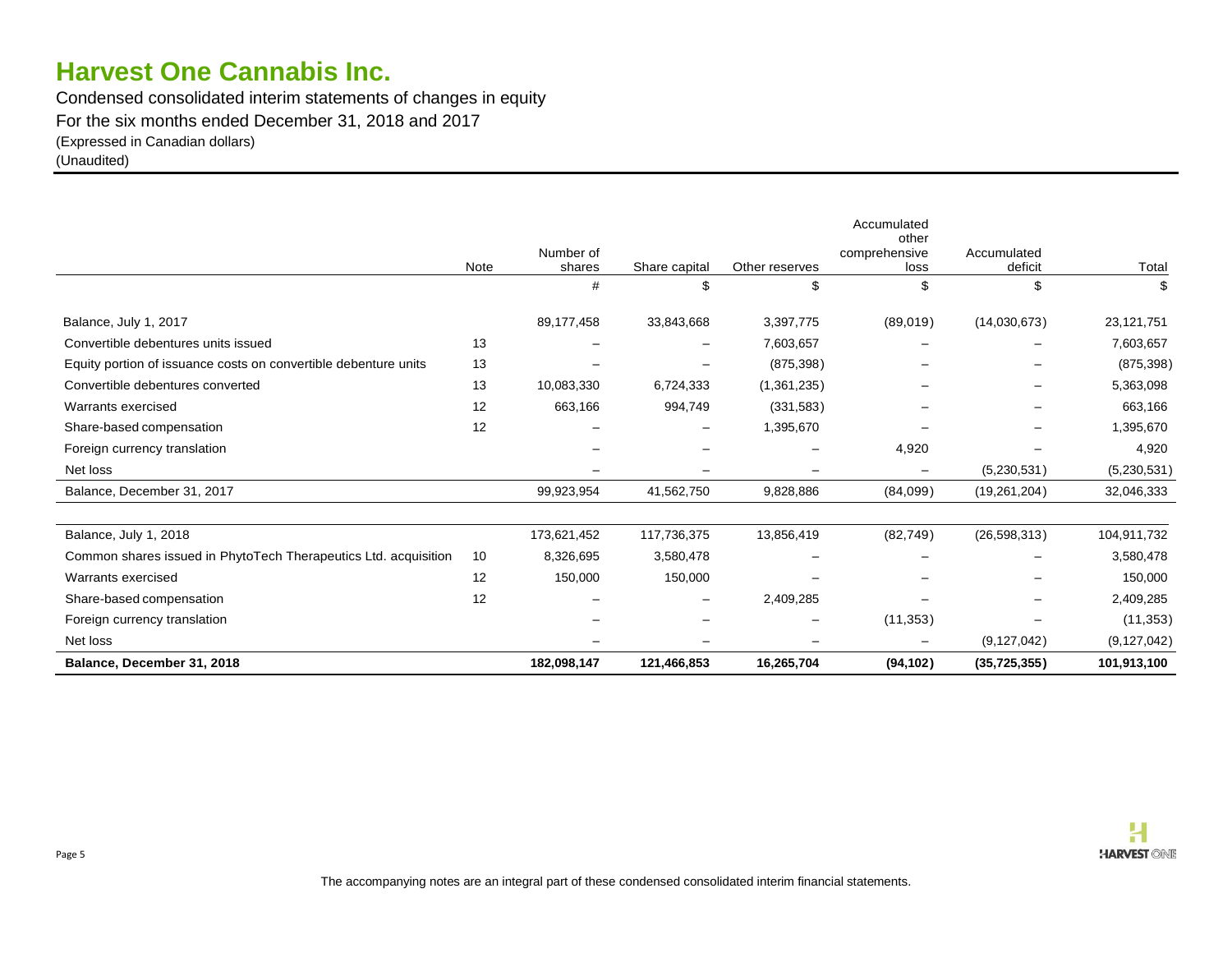# Harvest One Cannabis Inc.

Condensed consolidated interim statements of changes in equity
For the six months ended December 31, 2018 and 2017
(Expressed in Canadian dollars)
(Unaudited)

| | Note | Number of shares | Share capital | Other reserves | Accumulated other comprehensive loss | Accumulated deficit | Total |
|---|---|---|---|---|---|---|---|
| | | # | $ | $ | $ | $ | $ |
| Balance, July 1, 2017 | | 89,177,458 | 33,843,668 | 3,397,775 | (89,019) | (14,030,673) | 23,121,751 |
| Convertible debentures units issued | 13 | – | – | 7,603,657 | – | – | 7,603,657 |
| Equity portion of issuance costs on convertible debenture units | 13 | – | – | (875,398) | – | – | (875,398) |
| Convertible debentures converted | 13 | 10,083,330 | 6,724,333 | (1,361,235) | – | – | 5,363,098 |
| Warrants exercised | 12 | 663,166 | 994,749 | (331,583) | – | – | 663,166 |
| Share-based compensation | 12 | – | – | 1,395,670 | – | – | 1,395,670 |
| Foreign currency translation | | – | – | – | 4,920 | – | 4,920 |
| Net loss | | – | – | – | – | (5,230,531) | (5,230,531) |
| Balance, December 31, 2017 | | 99,923,954 | 41,562,750 | 9,828,886 | (84,099) | (19,261,204) | 32,046,333 |
| | | | | | | | |
| Balance, July 1, 2018 | | 173,621,452 | 117,736,375 | 13,856,419 | (82,749) | (26,598,313) | 104,911,732 |
| Common shares issued in PhytoTech Therapeutics Ltd. acquisition | 10 | 8,326,695 | 3,580,478 | – | – | – | 3,580,478 |
| Warrants exercised | 12 | 150,000 | 150,000 | – | – | – | 150,000 |
| Share-based compensation | 12 | – | – | 2,409,285 | – | – | 2,409,285 |
| Foreign currency translation | | – | – | – | (11,353) | – | (11,353) |
| Net loss | | – | – | – | – | (9,127,042) | (9,127,042) |
| **Balance, December 31, 2018** | | **182,098,147** | **121,466,853** | **16,265,704** | **(94,102)** | **(35,725,355)** | **101,913,100** |

The accompanying notes are an integral part of these condensed consolidated interim financial statements.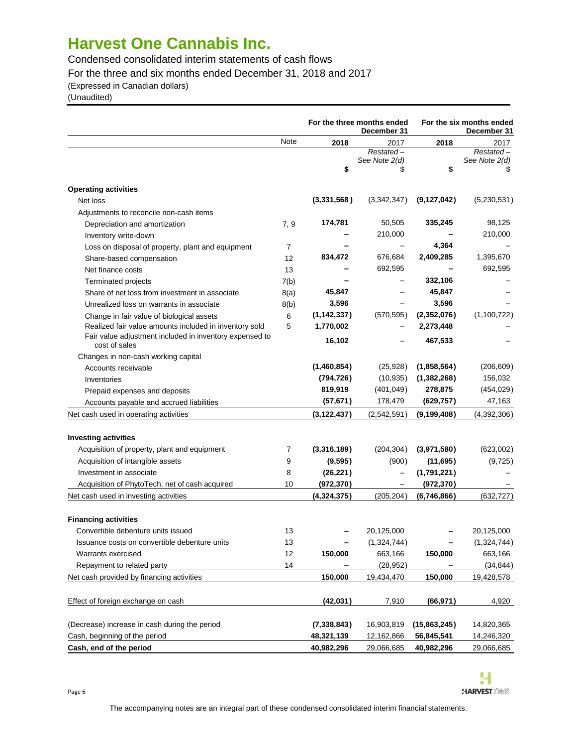# Harvest One Cannabis Inc.

Condensed consolidated interim statements of cash flows
For the three and six months ended December 31, 2018 and 2017
(Expressed in Canadian dollars)
(Unaudited)

| | Note | For the three months ended December 31 | | For the six months ended December 31 | |
|---|---|---|---|---|---|
| | | **2018** | 2017 | **2018** | 2017 |
| | | | *Restated – See Note 2(d)* | | *Restated – See Note 2(d)* |
| | | **$** | $ | **$** | $ |
| **Operating activities** | | | | | |
| Net loss | | **(3,331,568)** | (3,342,347) | **(9,127,042)** | (5,230,531) |
| Adjustments to reconcile non-cash items | | | | | |
| Depreciation and amortization | 7, 9 | **174,781** | 50,505 | **335,245** | 98,125 |
| Inventory write-down | | **–** | 210,000 | **–** | 210,000 |
| Loss on disposal of property, plant and equipment | 7 | **–** | – | **4,364** | – |
| Share-based compensation | 12 | **834,472** | 676,684 | **2,409,285** | 1,395,670 |
| Net finance costs | 13 | **–** | 692,595 | **–** | 692,595 |
| Terminated projects | 7(b) | **–** | – | **332,106** | – |
| Share of net loss from investment in associate | 8(a) | **45,847** | – | **45,847** | – |
| Unrealized loss on warrants in associate | 8(b) | **3,596** | – | **3,596** | – |
| Change in fair value of biological assets | 6 | **(1,142,337)** | (570,595) | **(2,352,076)** | (1,100,722) |
| Realized fair value amounts included in inventory sold | 5 | **1,770,002** | – | **2,273,448** | – |
| Fair value adjustment included in inventory expensed to cost of sales | | **16,102** | – | **467,533** | – |
| Changes in non-cash working capital | | | | | |
| Accounts receivable | | **(1,460,854)** | (25,928) | **(1,858,564)** | (206,609) |
| Inventories | | **(794,726)** | (10,935) | **(1,382,268)** | 156,032 |
| Prepaid expenses and deposits | | **819,919** | (401,049) | **278,875** | (454,029) |
| Accounts payable and accrued liabilities | | **(57,671)** | 178,479 | **(629,757)** | 47,163 |
| Net cash used in operating activities | | **(3,122,437)** | (2,542,591) | **(9,199,408)** | (4,392,306) |
| **Investing activities** | | | | | |
| Acquisition of property, plant and equipment | 7 | **(3,316,189)** | (204,304) | **(3,971,580)** | (623,002) |
| Acquisition of intangible assets | 9 | **(9,595)** | (900) | **(11,695)** | (9,725) |
| Investment in associate | 8 | **(26,221)** | – | **(1,791,221)** | – |
| Acquisition of PhytoTech, net of cash acquired | 10 | **(972,370)** | – | **(972,370)** | – |
| Net cash used in investing activities | | **(4,324,375)** | (205,204) | **(6,746,866)** | (632,727) |
| **Financing activities** | | | | | |
| Convertible debenture units issued | 13 | **–** | 20,125,000 | **–** | 20,125,000 |
| Issuance costs on convertible debenture units | 13 | **–** | (1,324,744) | **–** | (1,324,744) |
| Warrants exercised | 12 | **150,000** | 663,166 | **150,000** | 663,166 |
| Repayment to related party | 14 | **–** | (28,952) | **–** | (34,844) |
| Net cash provided by financing activities | | **150,000** | 19,434,470 | **150,000** | 19,428,578 |
| Effect of foreign exchange on cash | | **(42,031)** | 7,910 | **(66,971)** | 4,920 |
| (Decrease) increase in cash during the period | | **(7,338,843)** | 16,903,819 | **(15,863,245)** | 14,820,365 |
| Cash, beginning of the period | | **48,321,139** | 12,162,866 | **56,845,541** | 14,246,320 |
| **Cash, end of the period** | | **40,982,296** | 29,066,685 | **40,982,296** | 29,066,685 |

The accompanying notes are an integral part of these condensed consolidated interim financial statements.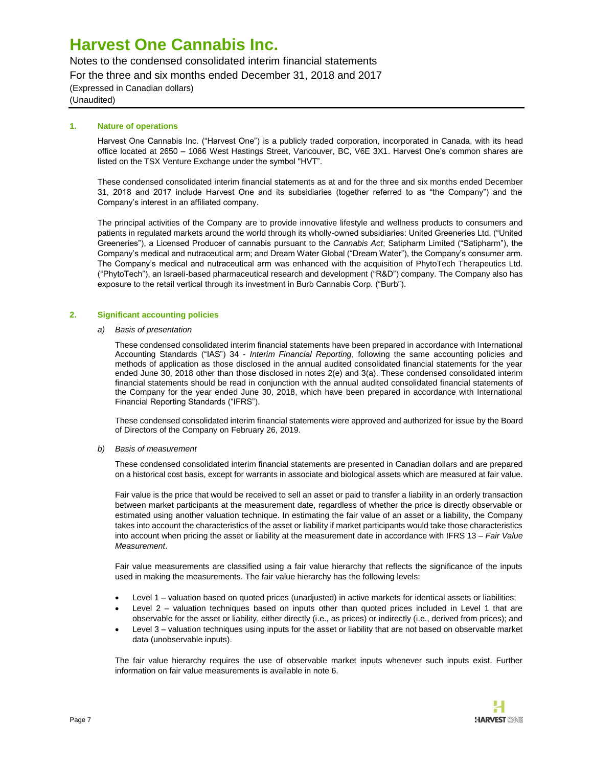## 1. Nature of operations

Harvest One Cannabis Inc. ("Harvest One") is a publicly traded corporation, incorporated in Canada, with its head office located at 2650 – 1066 West Hastings Street, Vancouver, BC, V6E 3X1. Harvest One's common shares are listed on the TSX Venture Exchange under the symbol "HVT".

These condensed consolidated interim financial statements as at and for the three and six months ended December 31, 2018 and 2017 include Harvest One and its subsidiaries (together referred to as "the Company") and the Company's interest in an affiliated company.

The principal activities of the Company are to provide innovative lifestyle and wellness products to consumers and patients in regulated markets around the world through its wholly-owned subsidiaries: United Greeneries Ltd. ("United Greeneries"), a Licensed Producer of cannabis pursuant to the *Cannabis Act*; Satipharm Limited ("Satipharm"), the Company's medical and nutraceutical arm; and Dream Water Global ("Dream Water"), the Company's consumer arm. The Company's medical and nutraceutical arm was enhanced with the acquisition of PhytoTech Therapeutics Ltd. ("PhytoTech"), an Israeli-based pharmaceutical research and development ("R&D") company. The Company also has exposure to the retail vertical through its investment in Burb Cannabis Corp. ("Burb").

## 2. Significant accounting policies

*a) Basis of presentation*

These condensed consolidated interim financial statements have been prepared in accordance with International Accounting Standards ("IAS") 34 - *Interim Financial Reporting*, following the same accounting policies and methods of application as those disclosed in the annual audited consolidated financial statements for the year ended June 30, 2018 other than those disclosed in notes 2(e) and 3(a). These condensed consolidated interim financial statements should be read in conjunction with the annual audited consolidated financial statements of the Company for the year ended June 30, 2018, which have been prepared in accordance with International Financial Reporting Standards ("IFRS").

These condensed consolidated interim financial statements were approved and authorized for issue by the Board of Directors of the Company on February 26, 2019.

*b) Basis of measurement*

These condensed consolidated interim financial statements are presented in Canadian dollars and are prepared on a historical cost basis, except for warrants in associate and biological assets which are measured at fair value.

Fair value is the price that would be received to sell an asset or paid to transfer a liability in an orderly transaction between market participants at the measurement date, regardless of whether the price is directly observable or estimated using another valuation technique. In estimating the fair value of an asset or a liability, the Company takes into account the characteristics of the asset or liability if market participants would take those characteristics into account when pricing the asset or liability at the measurement date in accordance with IFRS 13 – *Fair Value Measurement*.

Fair value measurements are classified using a fair value hierarchy that reflects the significance of the inputs used in making the measurements. The fair value hierarchy has the following levels:

- Level 1 – valuation based on quoted prices (unadjusted) in active markets for identical assets or liabilities;
- Level 2 – valuation techniques based on inputs other than quoted prices included in Level 1 that are observable for the asset or liability, either directly (i.e., as prices) or indirectly (i.e., derived from prices); and
- Level 3 – valuation techniques using inputs for the asset or liability that are not based on observable market data (unobservable inputs).

The fair value hierarchy requires the use of observable market inputs whenever such inputs exist. Further information on fair value measurements is available in note 6.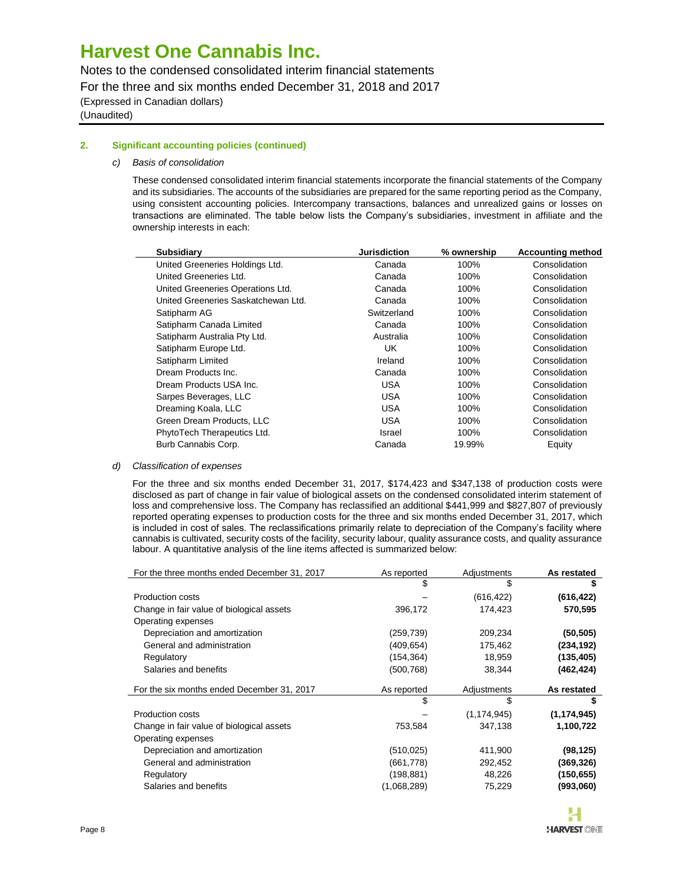## 2. Significant accounting policies (continued)

*c) Basis of consolidation*

These condensed consolidated interim financial statements incorporate the financial statements of the Company and its subsidiaries. The accounts of the subsidiaries are prepared for the same reporting period as the Company, using consistent accounting policies. Intercompany transactions, balances and unrealized gains or losses on transactions are eliminated. The table below lists the Company's subsidiaries, investment in affiliate and the ownership interests in each:

| Subsidiary | Jurisdiction | % ownership | Accounting method |
|---|---|---|---|
| United Greeneries Holdings Ltd. | Canada | 100% | Consolidation |
| United Greeneries Ltd. | Canada | 100% | Consolidation |
| United Greeneries Operations Ltd. | Canada | 100% | Consolidation |
| United Greeneries Saskatchewan Ltd. | Canada | 100% | Consolidation |
| Satipharm AG | Switzerland | 100% | Consolidation |
| Satipharm Canada Limited | Canada | 100% | Consolidation |
| Satipharm Australia Pty Ltd. | Australia | 100% | Consolidation |
| Satipharm Europe Ltd. | UK | 100% | Consolidation |
| Satipharm Limited | Ireland | 100% | Consolidation |
| Dream Products Inc. | Canada | 100% | Consolidation |
| Dream Products USA Inc. | USA | 100% | Consolidation |
| Sarpes Beverages, LLC | USA | 100% | Consolidation |
| Dreaming Koala, LLC | USA | 100% | Consolidation |
| Green Dream Products, LLC | USA | 100% | Consolidation |
| PhytoTech Therapeutics Ltd. | Israel | 100% | Consolidation |
| Burb Cannabis Corp. | Canada | 19.99% | Equity |

*d) Classification of expenses*

For the three and six months ended December 31, 2017, $174,423 and $347,138 of production costs were disclosed as part of change in fair value of biological assets on the condensed consolidated interim statement of loss and comprehensive loss. The Company has reclassified an additional $441,999 and $827,807 of previously reported operating expenses to production costs for the three and six months ended December 31, 2017, which is included in cost of sales. The reclassifications primarily relate to depreciation of the Company's facility where cannabis is cultivated, security costs of the facility, security labour, quality assurance costs, and quality assurance labour. A quantitative analysis of the line items affected is summarized below:

| For the three months ended December 31, 2017 | As reported | Adjustments | **As restated** |
|---|---|---|---|
| | $ | $ | **$** |
| Production costs | – | (616,422) | **(616,422)** |
| Change in fair value of biological assets | 396,172 | 174,423 | **570,595** |
| Operating expenses | | | |
| Depreciation and amortization | (259,739) | 209,234 | **(50,505)** |
| General and administration | (409,654) | 175,462 | **(234,192)** |
| Regulatory | (154,364) | 18,959 | **(135,405)** |
| Salaries and benefits | (500,768) | 38,344 | **(462,424)** |

| For the six months ended December 31, 2017 | As reported | Adjustments | **As restated** |
|---|---|---|---|
| | $ | $ | **$** |
| Production costs | – | (1,174,945) | **(1,174,945)** |
| Change in fair value of biological assets | 753,584 | 347,138 | **1,100,722** |
| Operating expenses | | | |
| Depreciation and amortization | (510,025) | 411,900 | **(98,125)** |
| General and administration | (661,778) | 292,452 | **(369,326)** |
| Regulatory | (198,881) | 48,226 | **(150,655)** |
| Salaries and benefits | (1,068,289) | 75,229 | **(993,060)** |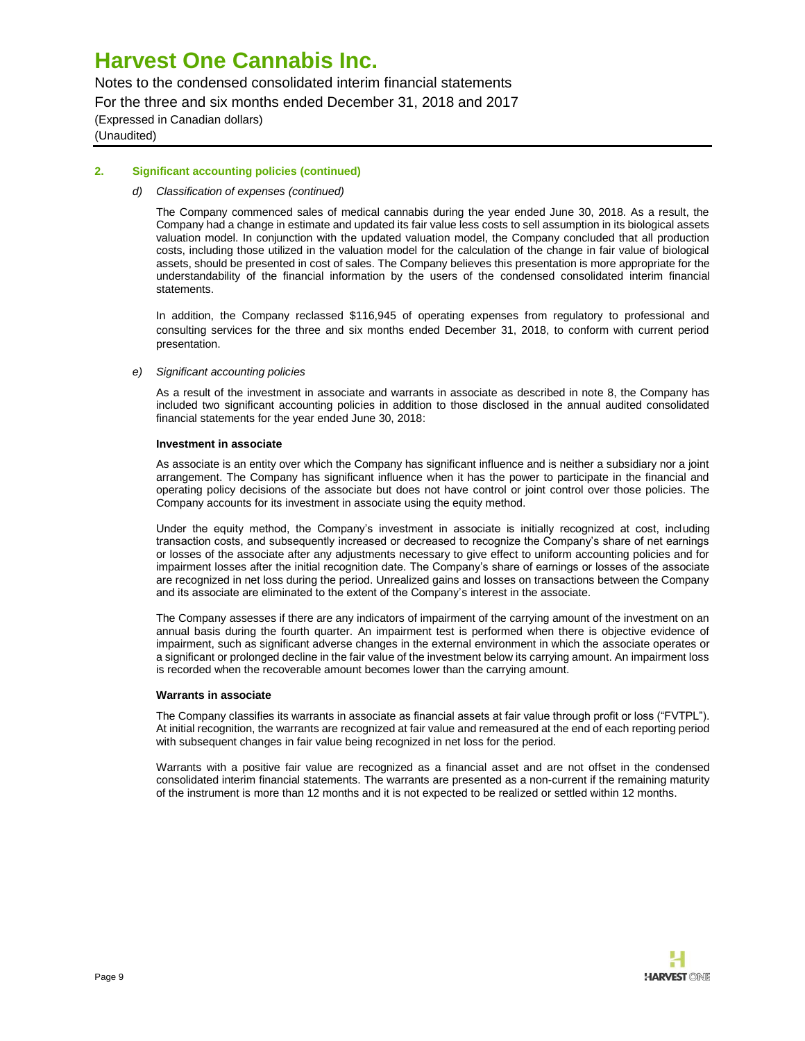## 2. Significant accounting policies (continued)

*d) Classification of expenses (continued)*

The Company commenced sales of medical cannabis during the year ended June 30, 2018. As a result, the Company had a change in estimate and updated its fair value less costs to sell assumption in its biological assets valuation model. In conjunction with the updated valuation model, the Company concluded that all production costs, including those utilized in the valuation model for the calculation of the change in fair value of biological assets, should be presented in cost of sales. The Company believes this presentation is more appropriate for the understandability of the financial information by the users of the condensed consolidated interim financial statements.

In addition, the Company reclassed $116,945 of operating expenses from regulatory to professional and consulting services for the three and six months ended December 31, 2018, to conform with current period presentation.

*e) Significant accounting policies*

As a result of the investment in associate and warrants in associate as described in note 8, the Company has included two significant accounting policies in addition to those disclosed in the annual audited consolidated financial statements for the year ended June 30, 2018:

**Investment in associate**

As associate is an entity over which the Company has significant influence and is neither a subsidiary nor a joint arrangement. The Company has significant influence when it has the power to participate in the financial and operating policy decisions of the associate but does not have control or joint control over those policies. The Company accounts for its investment in associate using the equity method.

Under the equity method, the Company's investment in associate is initially recognized at cost, including transaction costs, and subsequently increased or decreased to recognize the Company's share of net earnings or losses of the associate after any adjustments necessary to give effect to uniform accounting policies and for impairment losses after the initial recognition date. The Company's share of earnings or losses of the associate are recognized in net loss during the period. Unrealized gains and losses on transactions between the Company and its associate are eliminated to the extent of the Company's interest in the associate.

The Company assesses if there are any indicators of impairment of the carrying amount of the investment on an annual basis during the fourth quarter. An impairment test is performed when there is objective evidence of impairment, such as significant adverse changes in the external environment in which the associate operates or a significant or prolonged decline in the fair value of the investment below its carrying amount. An impairment loss is recorded when the recoverable amount becomes lower than the carrying amount.

**Warrants in associate**

The Company classifies its warrants in associate as financial assets at fair value through profit or loss ("FVTPL"). At initial recognition, the warrants are recognized at fair value and remeasured at the end of each reporting period with subsequent changes in fair value being recognized in net loss for the period.

Warrants with a positive fair value are recognized as a financial asset and are not offset in the condensed consolidated interim financial statements. The warrants are presented as a non-current if the remaining maturity of the instrument is more than 12 months and it is not expected to be realized or settled within 12 months.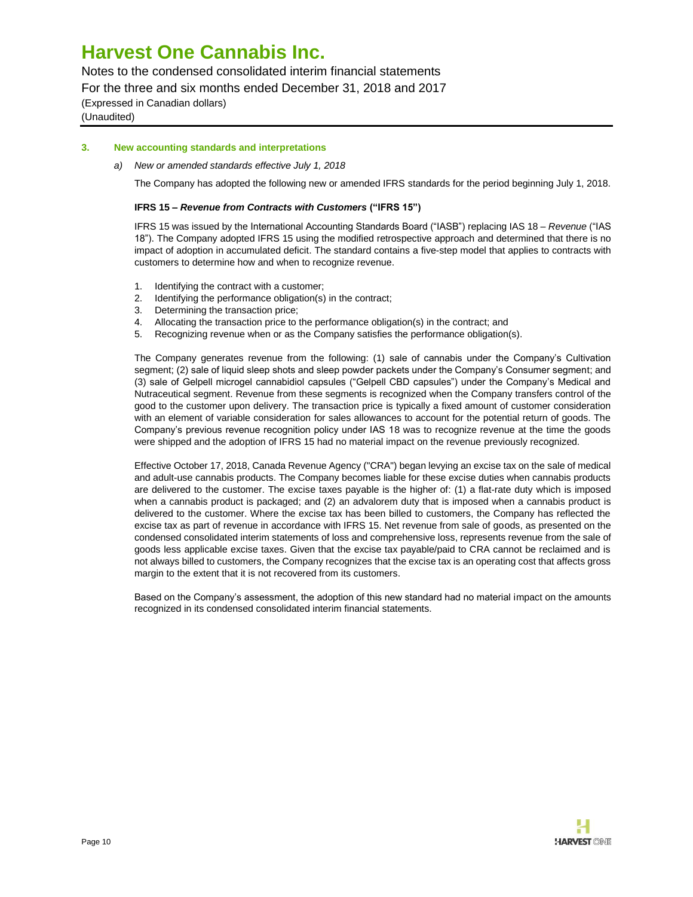### 3. New accounting standards and interpretations

*a) New or amended standards effective July 1, 2018*

The Company has adopted the following new or amended IFRS standards for the period beginning July 1, 2018.

**IFRS 15 – *Revenue from Contracts with Customers* ("IFRS 15")**

IFRS 15 was issued by the International Accounting Standards Board ("IASB") replacing IAS 18 – *Revenue* ("IAS 18"). The Company adopted IFRS 15 using the modified retrospective approach and determined that there is no impact of adoption in accumulated deficit. The standard contains a five-step model that applies to contracts with customers to determine how and when to recognize revenue.

1. Identifying the contract with a customer;
2. Identifying the performance obligation(s) in the contract;
3. Determining the transaction price;
4. Allocating the transaction price to the performance obligation(s) in the contract; and
5. Recognizing revenue when or as the Company satisfies the performance obligation(s).

The Company generates revenue from the following: (1) sale of cannabis under the Company's Cultivation segment; (2) sale of liquid sleep shots and sleep powder packets under the Company's Consumer segment; and (3) sale of Gelpell microgel cannabidiol capsules ("Gelpell CBD capsules") under the Company's Medical and Nutraceutical segment. Revenue from these segments is recognized when the Company transfers control of the good to the customer upon delivery. The transaction price is typically a fixed amount of customer consideration with an element of variable consideration for sales allowances to account for the potential return of goods. The Company's previous revenue recognition policy under IAS 18 was to recognize revenue at the time the goods were shipped and the adoption of IFRS 15 had no material impact on the revenue previously recognized.

Effective October 17, 2018, Canada Revenue Agency ("CRA") began levying an excise tax on the sale of medical and adult-use cannabis products. The Company becomes liable for these excise duties when cannabis products are delivered to the customer. The excise taxes payable is the higher of: (1) a flat-rate duty which is imposed when a cannabis product is packaged; and (2) an advalorem duty that is imposed when a cannabis product is delivered to the customer. Where the excise tax has been billed to customers, the Company has reflected the excise tax as part of revenue in accordance with IFRS 15. Net revenue from sale of goods, as presented on the condensed consolidated interim statements of loss and comprehensive loss, represents revenue from the sale of goods less applicable excise taxes. Given that the excise tax payable/paid to CRA cannot be reclaimed and is not always billed to customers, the Company recognizes that the excise tax is an operating cost that affects gross margin to the extent that it is not recovered from its customers.

Based on the Company's assessment, the adoption of this new standard had no material impact on the amounts recognized in its condensed consolidated interim financial statements.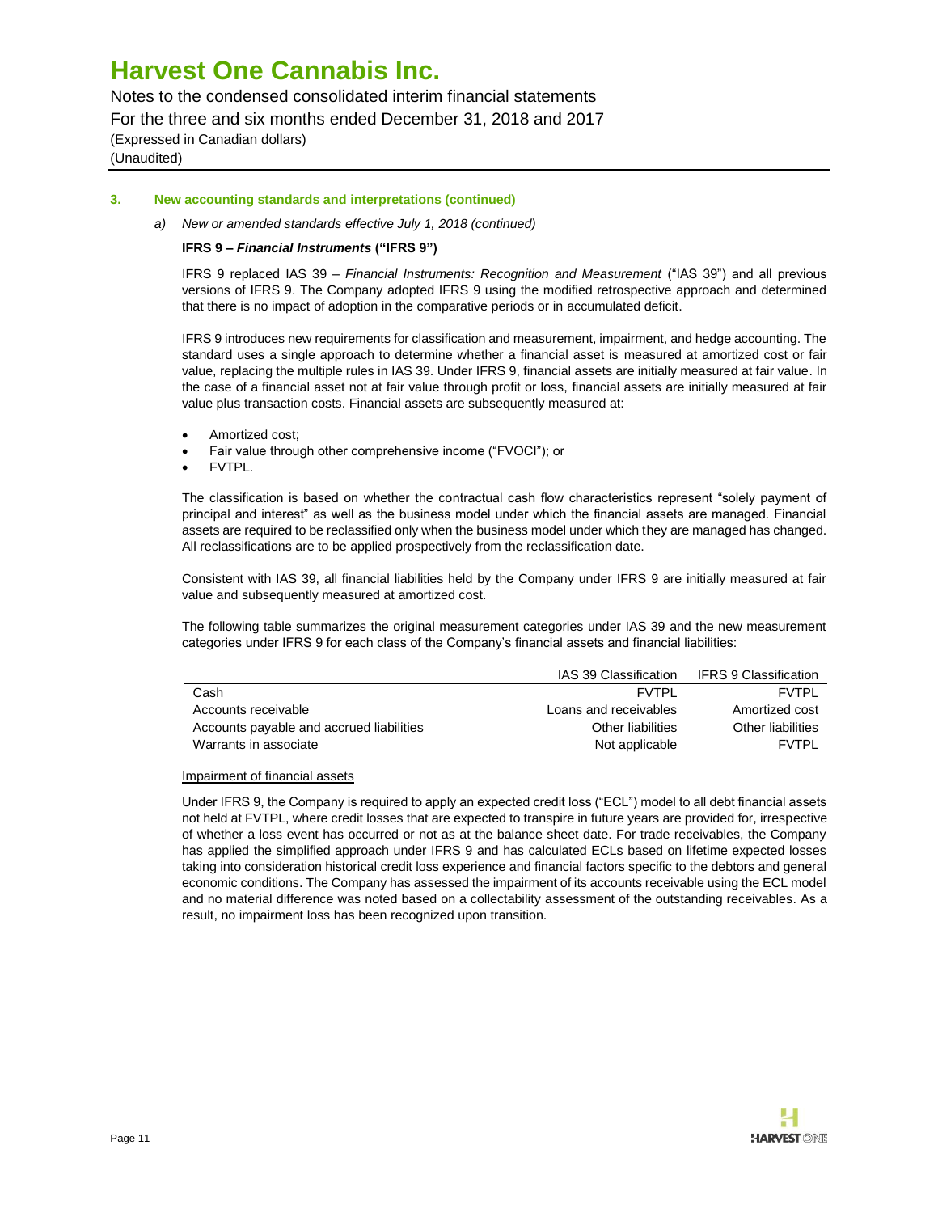### 3. New accounting standards and interpretations (continued)

*a) New or amended standards effective July 1, 2018 (continued)*

**IFRS 9 – *Financial Instruments* ("IFRS 9")**

IFRS 9 replaced IAS 39 – *Financial Instruments: Recognition and Measurement* ("IAS 39") and all previous versions of IFRS 9. The Company adopted IFRS 9 using the modified retrospective approach and determined that there is no impact of adoption in the comparative periods or in accumulated deficit.

IFRS 9 introduces new requirements for classification and measurement, impairment, and hedge accounting. The standard uses a single approach to determine whether a financial asset is measured at amortized cost or fair value, replacing the multiple rules in IAS 39. Under IFRS 9, financial assets are initially measured at fair value. In the case of a financial asset not at fair value through profit or loss, financial assets are initially measured at fair value plus transaction costs. Financial assets are subsequently measured at:

- Amortized cost;
- Fair value through other comprehensive income ("FVOCI"); or
- FVTPL.

The classification is based on whether the contractual cash flow characteristics represent "solely payment of principal and interest" as well as the business model under which the financial assets are managed. Financial assets are required to be reclassified only when the business model under which they are managed has changed. All reclassifications are to be applied prospectively from the reclassification date.

Consistent with IAS 39, all financial liabilities held by the Company under IFRS 9 are initially measured at fair value and subsequently measured at amortized cost.

The following table summarizes the original measurement categories under IAS 39 and the new measurement categories under IFRS 9 for each class of the Company's financial assets and financial liabilities:

| | IAS 39 Classification | IFRS 9 Classification |
|---|---|---|
| Cash | FVTPL | FVTPL |
| Accounts receivable | Loans and receivables | Amortized cost |
| Accounts payable and accrued liabilities | Other liabilities | Other liabilities |
| Warrants in associate | Not applicable | FVTPL |

Impairment of financial assets

Under IFRS 9, the Company is required to apply an expected credit loss ("ECL") model to all debt financial assets not held at FVTPL, where credit losses that are expected to transpire in future years are provided for, irrespective of whether a loss event has occurred or not as at the balance sheet date. For trade receivables, the Company has applied the simplified approach under IFRS 9 and has calculated ECLs based on lifetime expected losses taking into consideration historical credit loss experience and financial factors specific to the debtors and general economic conditions. The Company has assessed the impairment of its accounts receivable using the ECL model and no material difference was noted based on a collectability assessment of the outstanding receivables. As a result, no impairment loss has been recognized upon transition.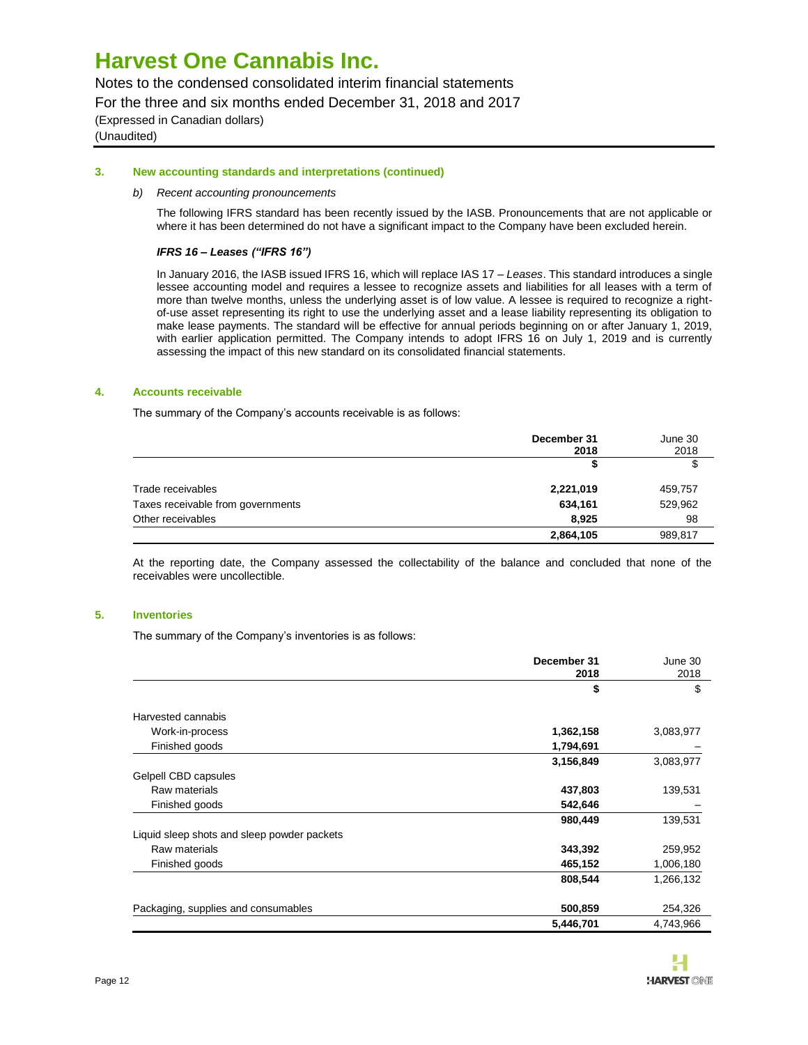### 3. New accounting standards and interpretations (continued)

*b) Recent accounting pronouncements*

The following IFRS standard has been recently issued by the IASB. Pronouncements that are not applicable or where it has been determined do not have a significant impact to the Company have been excluded herein.

***IFRS 16 – Leases ("IFRS 16")***

In January 2016, the IASB issued IFRS 16, which will replace IAS 17 – *Leases*. This standard introduces a single lessee accounting model and requires a lessee to recognize assets and liabilities for all leases with a term of more than twelve months, unless the underlying asset is of low value. A lessee is required to recognize a right-of-use asset representing its right to use the underlying asset and a lease liability representing its obligation to make lease payments. The standard will be effective for annual periods beginning on or after January 1, 2019, with earlier application permitted. The Company intends to adopt IFRS 16 on July 1, 2019 and is currently assessing the impact of this new standard on its consolidated financial statements.

### 4. Accounts receivable

The summary of the Company's accounts receivable is as follows:

| | **December 31 2018** | June 30 2018 |
|---|---|---|
| | **$** | $ |
| Trade receivables | **2,221,019** | 459,757 |
| Taxes receivable from governments | **634,161** | 529,962 |
| Other receivables | **8,925** | 98 |
| | **2,864,105** | 989,817 |

At the reporting date, the Company assessed the collectability of the balance and concluded that none of the receivables were uncollectible.

### 5. Inventories

The summary of the Company's inventories is as follows:

| | **December 31 2018** | June 30 2018 |
|---|---|---|
| | **$** | $ |
| Harvested cannabis | | |
| Work-in-process | **1,362,158** | 3,083,977 |
| Finished goods | **1,794,691** | – |
| | **3,156,849** | 3,083,977 |
| Gelpell CBD capsules | | |
| Raw materials | **437,803** | 139,531 |
| Finished goods | **542,646** | – |
| | **980,449** | 139,531 |
| Liquid sleep shots and sleep powder packets | | |
| Raw materials | **343,392** | 259,952 |
| Finished goods | **465,152** | 1,006,180 |
| | **808,544** | 1,266,132 |
| Packaging, supplies and consumables | **500,859** | 254,326 |
| | **5,446,701** | 4,743,966 |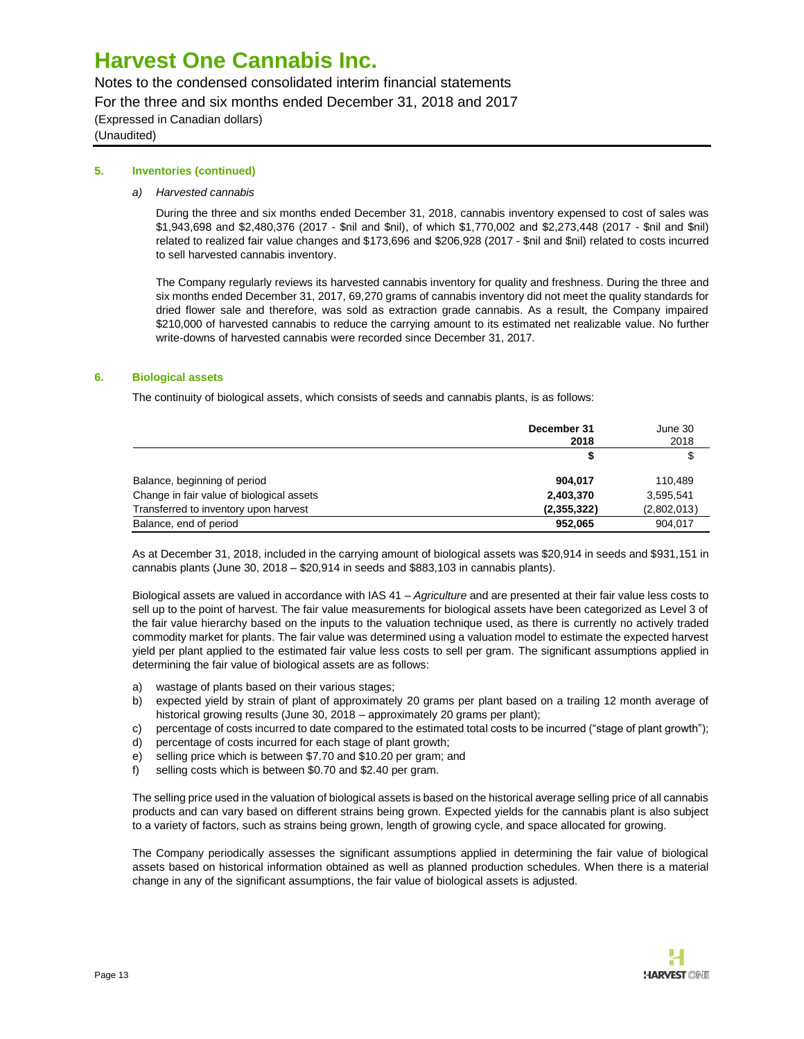### 5. Inventories (continued)

*a) Harvested cannabis*

During the three and six months ended December 31, 2018, cannabis inventory expensed to cost of sales was $1,943,698 and $2,480,376 (2017 - $nil and $nil), of which $1,770,002 and $2,273,448 (2017 - $nil and $nil) related to realized fair value changes and $173,696 and $206,928 (2017 - $nil and $nil) related to costs incurred to sell harvested cannabis inventory.

The Company regularly reviews its harvested cannabis inventory for quality and freshness. During the three and six months ended December 31, 2017, 69,270 grams of cannabis inventory did not meet the quality standards for dried flower sale and therefore, was sold as extraction grade cannabis. As a result, the Company impaired $210,000 of harvested cannabis to reduce the carrying amount to its estimated net realizable value. No further write-downs of harvested cannabis were recorded since December 31, 2017.

### 6. Biological assets

The continuity of biological assets, which consists of seeds and cannabis plants, is as follows:

| | **December 31 2018** | June 30 2018 |
|---|---|---|
| | **$** | $ |
| Balance, beginning of period | **904,017** | 110,489 |
| Change in fair value of biological assets | **2,403,370** | 3,595,541 |
| Transferred to inventory upon harvest | **(2,355,322)** | (2,802,013) |
| Balance, end of period | **952,065** | 904,017 |

As at December 31, 2018, included in the carrying amount of biological assets was $20,914 in seeds and $931,151 in cannabis plants (June 30, 2018 – $20,914 in seeds and $883,103 in cannabis plants).

Biological assets are valued in accordance with IAS 41 – *Agriculture* and are presented at their fair value less costs to sell up to the point of harvest. The fair value measurements for biological assets have been categorized as Level 3 of the fair value hierarchy based on the inputs to the valuation technique used, as there is currently no actively traded commodity market for plants. The fair value was determined using a valuation model to estimate the expected harvest yield per plant applied to the estimated fair value less costs to sell per gram. The significant assumptions applied in determining the fair value of biological assets are as follows:

a) wastage of plants based on their various stages;
b) expected yield by strain of plant of approximately 20 grams per plant based on a trailing 12 month average of historical growing results (June 30, 2018 – approximately 20 grams per plant);
c) percentage of costs incurred to date compared to the estimated total costs to be incurred ("stage of plant growth");
d) percentage of costs incurred for each stage of plant growth;
e) selling price which is between $7.70 and $10.20 per gram; and
f) selling costs which is between $0.70 and $2.40 per gram.

The selling price used in the valuation of biological assets is based on the historical average selling price of all cannabis products and can vary based on different strains being grown. Expected yields for the cannabis plant is also subject to a variety of factors, such as strains being grown, length of growing cycle, and space allocated for growing.

The Company periodically assesses the significant assumptions applied in determining the fair value of biological assets based on historical information obtained as well as planned production schedules. When there is a material change in any of the significant assumptions, the fair value of biological assets is adjusted.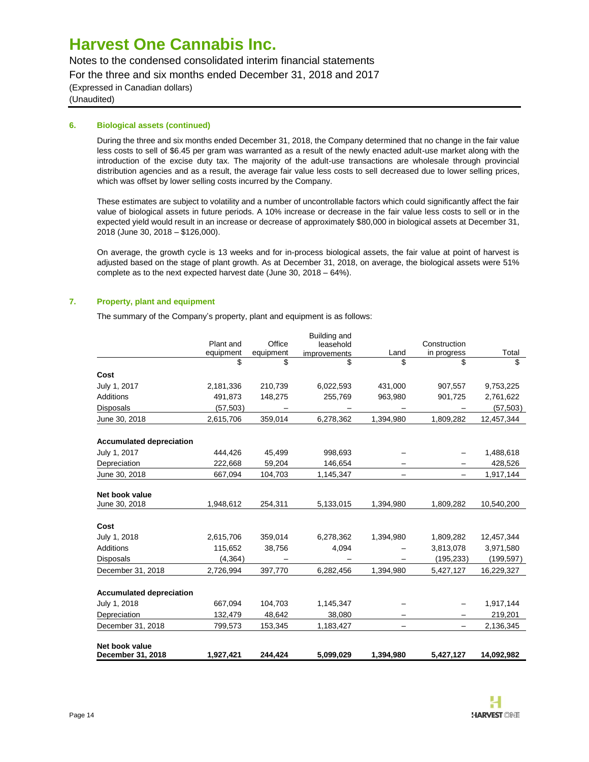### 6. Biological assets (continued)

During the three and six months ended December 31, 2018, the Company determined that no change in the fair value less costs to sell of $6.45 per gram was warranted as a result of the newly enacted adult-use market along with the introduction of the excise duty tax. The majority of the adult-use transactions are wholesale through provincial distribution agencies and as a result, the average fair value less costs to sell decreased due to lower selling prices, which was offset by lower selling costs incurred by the Company.

These estimates are subject to volatility and a number of uncontrollable factors which could significantly affect the fair value of biological assets in future periods. A 10% increase or decrease in the fair value less costs to sell or in the expected yield would result in an increase or decrease of approximately $80,000 in biological assets at December 31, 2018 (June 30, 2018 – $126,000).

On average, the growth cycle is 13 weeks and for in-process biological assets, the fair value at point of harvest is adjusted based on the stage of plant growth. As at December 31, 2018, on average, the biological assets were 51% complete as to the next expected harvest date (June 30, 2018 – 64%).

### 7. Property, plant and equipment

The summary of the Company's property, plant and equipment is as follows:

| | Plant and equipment | Office equipment | Building and leasehold improvements | Land | Construction in progress | Total |
|---|---|---|---|---|---|---|
| | $ | $ | $ | $ | $ | $ |
| **Cost** | | | | | | |
| July 1, 2017 | 2,181,336 | 210,739 | 6,022,593 | 431,000 | 907,557 | 9,753,225 |
| Additions | 491,873 | 148,275 | 255,769 | 963,980 | 901,725 | 2,761,622 |
| Disposals | (57,503) | – | – | – | – | (57,503) |
| June 30, 2018 | 2,615,706 | 359,014 | 6,278,362 | 1,394,980 | 1,809,282 | 12,457,344 |
| **Accumulated depreciation** | | | | | | |
| July 1, 2017 | 444,426 | 45,499 | 998,693 | – | – | 1,488,618 |
| Depreciation | 222,668 | 59,204 | 146,654 | – | – | 428,526 |
| June 30, 2018 | 667,094 | 104,703 | 1,145,347 | – | – | 1,917,144 |
| **Net book value** | | | | | | |
| June 30, 2018 | 1,948,612 | 254,311 | 5,133,015 | 1,394,980 | 1,809,282 | 10,540,200 |
| **Cost** | | | | | | |
| July 1, 2018 | 2,615,706 | 359,014 | 6,278,362 | 1,394,980 | 1,809,282 | 12,457,344 |
| Additions | 115,652 | 38,756 | 4,094 | – | 3,813,078 | 3,971,580 |
| Disposals | (4,364) | – | – | – | (195,233) | (199,597) |
| December 31, 2018 | 2,726,994 | 397,770 | 6,282,456 | 1,394,980 | 5,427,127 | 16,229,327 |
| **Accumulated depreciation** | | | | | | |
| July 1, 2018 | 667,094 | 104,703 | 1,145,347 | – | – | 1,917,144 |
| Depreciation | 132,479 | 48,642 | 38,080 | – | – | 219,201 |
| December 31, 2018 | 799,573 | 153,345 | 1,183,427 | – | – | 2,136,345 |
| **Net book value** | | | | | | |
| **December 31, 2018** | **1,927,421** | **244,424** | **5,099,029** | **1,394,980** | **5,427,127** | **14,092,982** |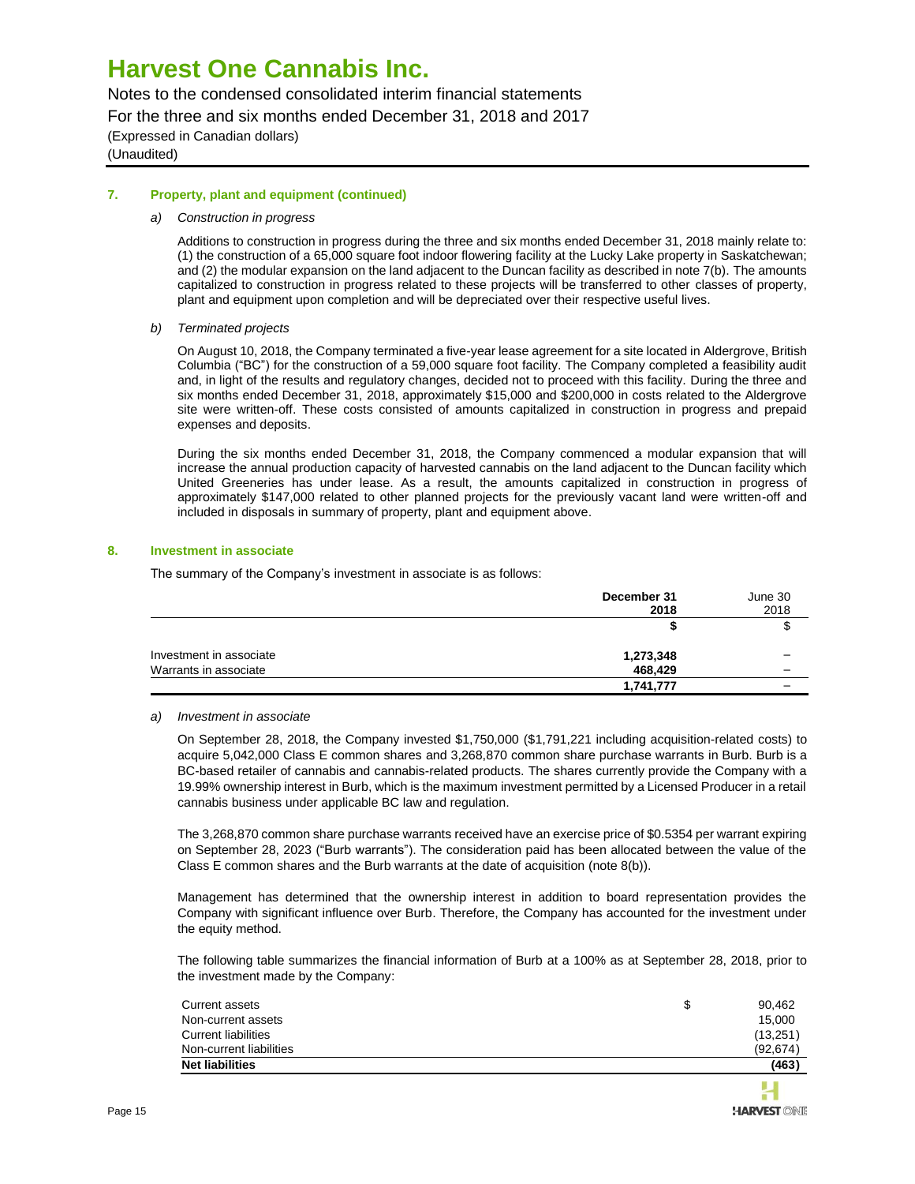# Harvest One Cannabis Inc.

Notes to the condensed consolidated interim financial statements
For the three and six months ended December 31, 2018 and 2017
(Expressed in Canadian dollars)
(Unaudited)

## 7. Property, plant and equipment (continued)

*a) Construction in progress*

Additions to construction in progress during the three and six months ended December 31, 2018 mainly relate to: (1) the construction of a 65,000 square foot indoor flowering facility at the Lucky Lake property in Saskatchewan; and (2) the modular expansion on the land adjacent to the Duncan facility as described in note 7(b). The amounts capitalized to construction in progress related to these projects will be transferred to other classes of property, plant and equipment upon completion and will be depreciated over their respective useful lives.

*b) Terminated projects*

On August 10, 2018, the Company terminated a five-year lease agreement for a site located in Aldergrove, British Columbia ("BC") for the construction of a 59,000 square foot facility. The Company completed a feasibility audit and, in light of the results and regulatory changes, decided not to proceed with this facility. During the three and six months ended December 31, 2018, approximately $15,000 and $200,000 in costs related to the Aldergrove site were written-off. These costs consisted of amounts capitalized in construction in progress and prepaid expenses and deposits.

During the six months ended December 31, 2018, the Company commenced a modular expansion that will increase the annual production capacity of harvested cannabis on the land adjacent to the Duncan facility which United Greeneries has under lease. As a result, the amounts capitalized in construction in progress of approximately $147,000 related to other planned projects for the previously vacant land were written-off and included in disposals in summary of property, plant and equipment above.

## 8. Investment in associate

The summary of the Company's investment in associate is as follows:

| | **December 31 2018** | June 30 2018 |
|---|---|---|
| | **$** | $ |
| Investment in associate | **1,273,348** | – |
| Warrants in associate | **468,429** | – |
| | **1,741,777** | – |

*a) Investment in associate*

On September 28, 2018, the Company invested $1,750,000 ($1,791,221 including acquisition-related costs) to acquire 5,042,000 Class E common shares and 3,268,870 common share purchase warrants in Burb. Burb is a BC-based retailer of cannabis and cannabis-related products. The shares currently provide the Company with a 19.99% ownership interest in Burb, which is the maximum investment permitted by a Licensed Producer in a retail cannabis business under applicable BC law and regulation.

The 3,268,870 common share purchase warrants received have an exercise price of $0.5354 per warrant expiring on September 28, 2023 ("Burb warrants"). The consideration paid has been allocated between the value of the Class E common shares and the Burb warrants at the date of acquisition (note 8(b)).

Management has determined that the ownership interest in addition to board representation provides the Company with significant influence over Burb. Therefore, the Company has accounted for the investment under the equity method.

The following table summarizes the financial information of Burb at a 100% as at September 28, 2018, prior to the investment made by the Company:

| | $ |
|---|---|
| Current assets | 90,462 |
| Non-current assets | 15,000 |
| Current liabilities | (13,251) |
| Non-current liabilities | (92,674) |
| **Net liabilities** | **(463)** |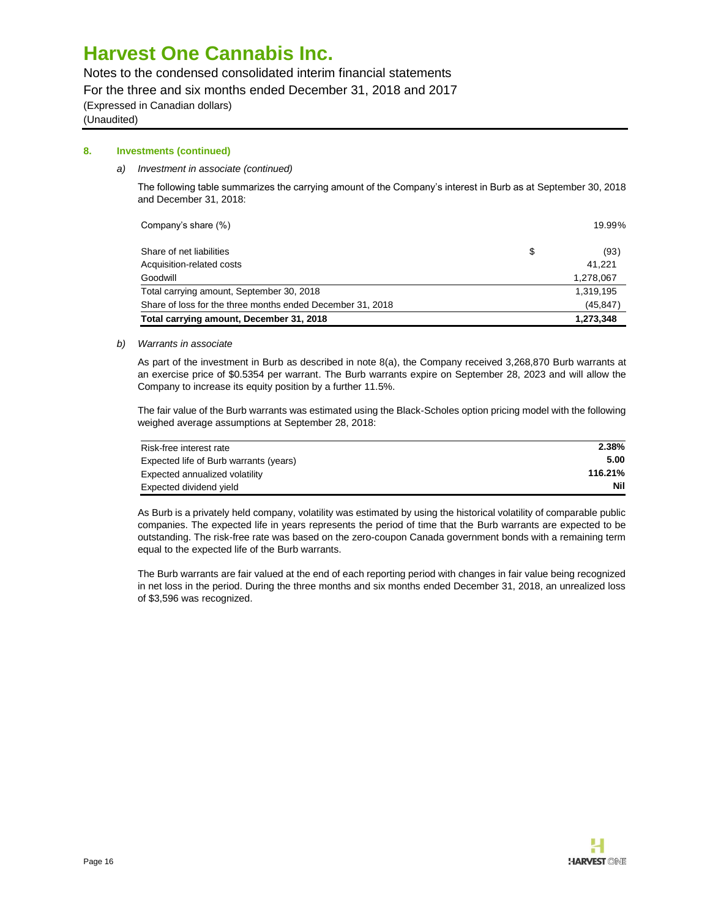### 8. Investments (continued)

*a) Investment in associate (continued)*

The following table summarizes the carrying amount of the Company's interest in Burb as at September 30, 2018 and December 31, 2018:

| | | |
|---|---|---|
| Company's share (%) | | 19.99% |
| Share of net liabilities | $ | (93) |
| Acquisition-related costs | | 41,221 |
| Goodwill | | 1,278,067 |
| Total carrying amount, September 30, 2018 | | 1,319,195 |
| Share of loss for the three months ended December 31, 2018 | | (45,847) |
| **Total carrying amount, December 31, 2018** | | **1,273,348** |

*b) Warrants in associate*

As part of the investment in Burb as described in note 8(a), the Company received 3,268,870 Burb warrants at an exercise price of $0.5354 per warrant. The Burb warrants expire on September 28, 2023 and will allow the Company to increase its equity position by a further 11.5%.

The fair value of the Burb warrants was estimated using the Black-Scholes option pricing model with the following weighed average assumptions at September 28, 2018:

| | |
|---|---|
| Risk-free interest rate | **2.38%** |
| Expected life of Burb warrants (years) | **5.00** |
| Expected annualized volatility | **116.21%** |
| Expected dividend yield | **Nil** |

As Burb is a privately held company, volatility was estimated by using the historical volatility of comparable public companies. The expected life in years represents the period of time that the Burb warrants are expected to be outstanding. The risk-free rate was based on the zero-coupon Canada government bonds with a remaining term equal to the expected life of the Burb warrants.

The Burb warrants are fair valued at the end of each reporting period with changes in fair value being recognized in net loss in the period. During the three months and six months ended December 31, 2018, an unrealized loss of $3,596 was recognized.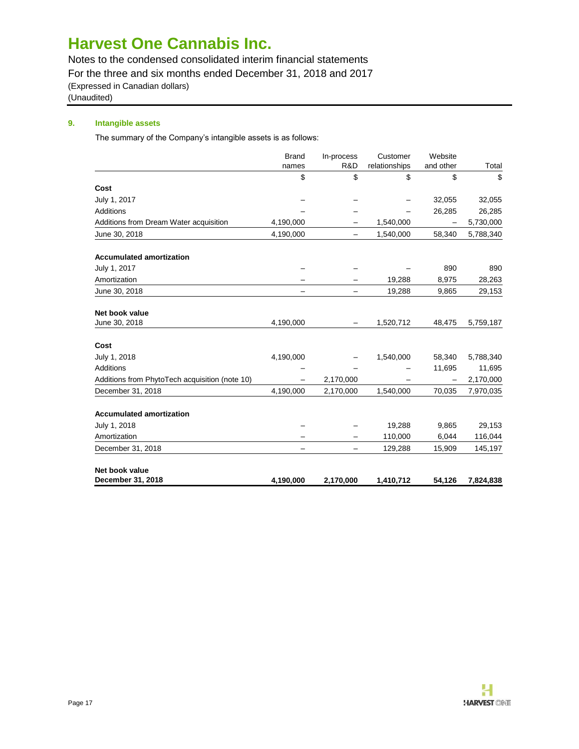## 9. Intangible assets

The summary of the Company's intangible assets is as follows:

| | Brand names | In-process R&D | Customer relationships | Website and other | Total |
|---|---|---|---|---|---|
| | $ | $ | $ | $ | $ |
| **Cost** | | | | | |
| July 1, 2017 | – | – | – | 32,055 | 32,055 |
| Additions | – | – | – | 26,285 | 26,285 |
| Additions from Dream Water acquisition | 4,190,000 | – | 1,540,000 | – | 5,730,000 |
| June 30, 2018 | 4,190,000 | – | 1,540,000 | 58,340 | 5,788,340 |
| **Accumulated amortization** | | | | | |
| July 1, 2017 | – | – | – | 890 | 890 |
| Amortization | – | – | 19,288 | 8,975 | 28,263 |
| June 30, 2018 | – | – | 19,288 | 9,865 | 29,153 |
| **Net book value** | | | | | |
| June 30, 2018 | 4,190,000 | – | 1,520,712 | 48,475 | 5,759,187 |
| **Cost** | | | | | |
| July 1, 2018 | 4,190,000 | – | 1,540,000 | 58,340 | 5,788,340 |
| Additions | – | – | – | 11,695 | 11,695 |
| Additions from PhytoTech acquisition (note 10) | – | 2,170,000 | – | – | 2,170,000 |
| December 31, 2018 | 4,190,000 | 2,170,000 | 1,540,000 | 70,035 | 7,970,035 |
| **Accumulated amortization** | | | | | |
| July 1, 2018 | – | – | 19,288 | 9,865 | 29,153 |
| Amortization | – | – | 110,000 | 6,044 | 116,044 |
| December 31, 2018 | – | – | 129,288 | 15,909 | 145,197 |
| **Net book value** | | | | | |
| **December 31, 2018** | **4,190,000** | **2,170,000** | **1,410,712** | **54,126** | **7,824,838** |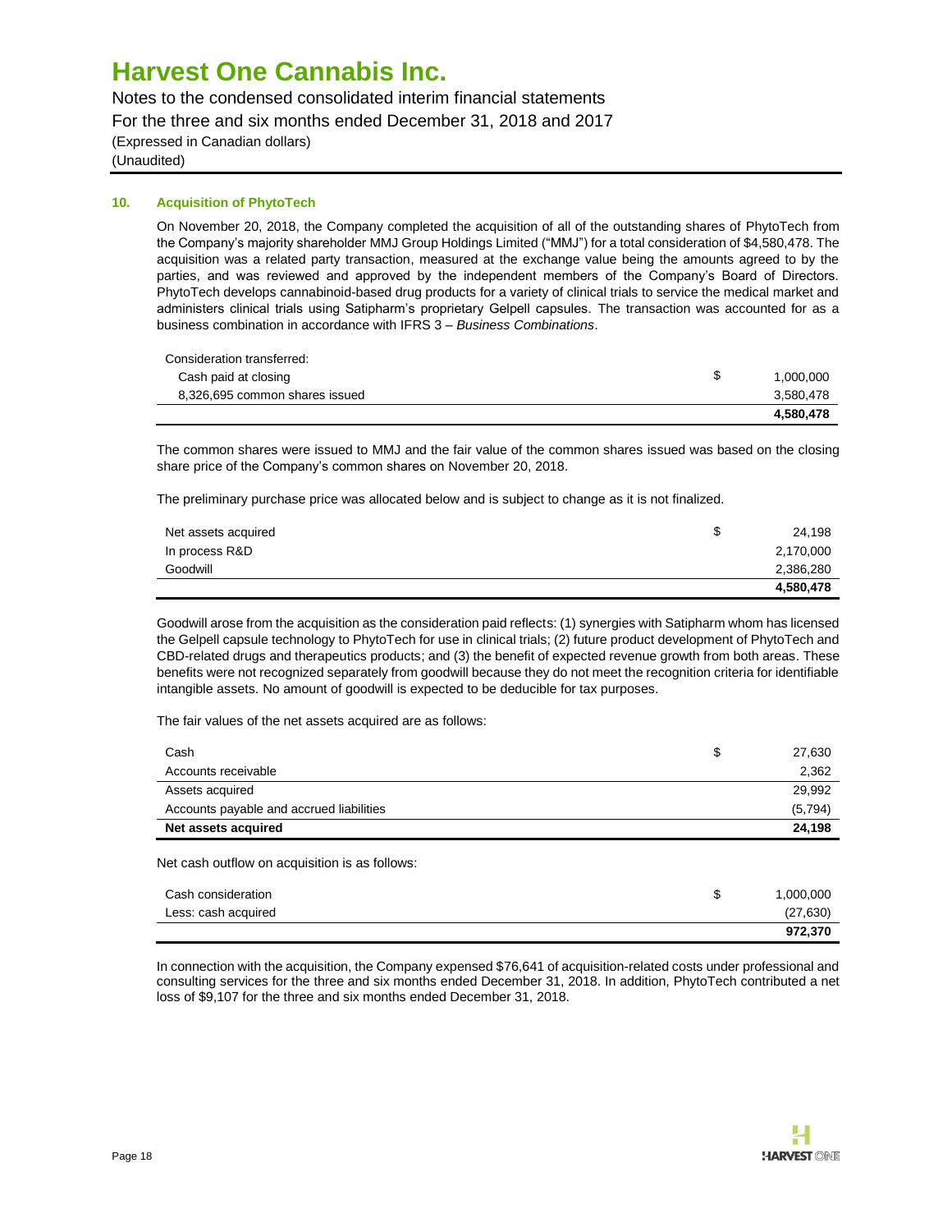### 10. Acquisition of PhytoTech

On November 20, 2018, the Company completed the acquisition of all of the outstanding shares of PhytoTech from the Company's majority shareholder MMJ Group Holdings Limited ("MMJ") for a total consideration of $4,580,478. The acquisition was a related party transaction, measured at the exchange value being the amounts agreed to by the parties, and was reviewed and approved by the independent members of the Company's Board of Directors. PhytoTech develops cannabinoid-based drug products for a variety of clinical trials to service the medical market and administers clinical trials using Satipharm's proprietary Gelpell capsules. The transaction was accounted for as a business combination in accordance with IFRS 3 – *Business Combinations*.

| Consideration transferred: | | |
|---|---|---|
| Cash paid at closing | $ | 1,000,000 |
| 8,326,695 common shares issued | | 3,580,478 |
| | | **4,580,478** |

The common shares were issued to MMJ and the fair value of the common shares issued was based on the closing share price of the Company's common shares on November 20, 2018.

The preliminary purchase price was allocated below and is subject to change as it is not finalized.

| | | |
|---|---|---|
| Net assets acquired | $ | 24,198 |
| In process R&D | | 2,170,000 |
| Goodwill | | 2,386,280 |
| | | **4,580,478** |

Goodwill arose from the acquisition as the consideration paid reflects: (1) synergies with Satipharm whom has licensed the Gelpell capsule technology to PhytoTech for use in clinical trials; (2) future product development of PhytoTech and CBD-related drugs and therapeutics products; and (3) the benefit of expected revenue growth from both areas. These benefits were not recognized separately from goodwill because they do not meet the recognition criteria for identifiable intangible assets. No amount of goodwill is expected to be deducible for tax purposes.

The fair values of the net assets acquired are as follows:

| | | |
|---|---|---|
| Cash | $ | 27,630 |
| Accounts receivable | | 2,362 |
| Assets acquired | | 29,992 |
| Accounts payable and accrued liabilities | | (5,794) |
| **Net assets acquired** | | **24,198** |

Net cash outflow on acquisition is as follows:

| | | |
|---|---|---|
| Cash consideration | $ | 1,000,000 |
| Less: cash acquired | | (27,630) |
| | | **972,370** |

In connection with the acquisition, the Company expensed $76,641 of acquisition-related costs under professional and consulting services for the three and six months ended December 31, 2018. In addition, PhytoTech contributed a net loss of $9,107 for the three and six months ended December 31, 2018.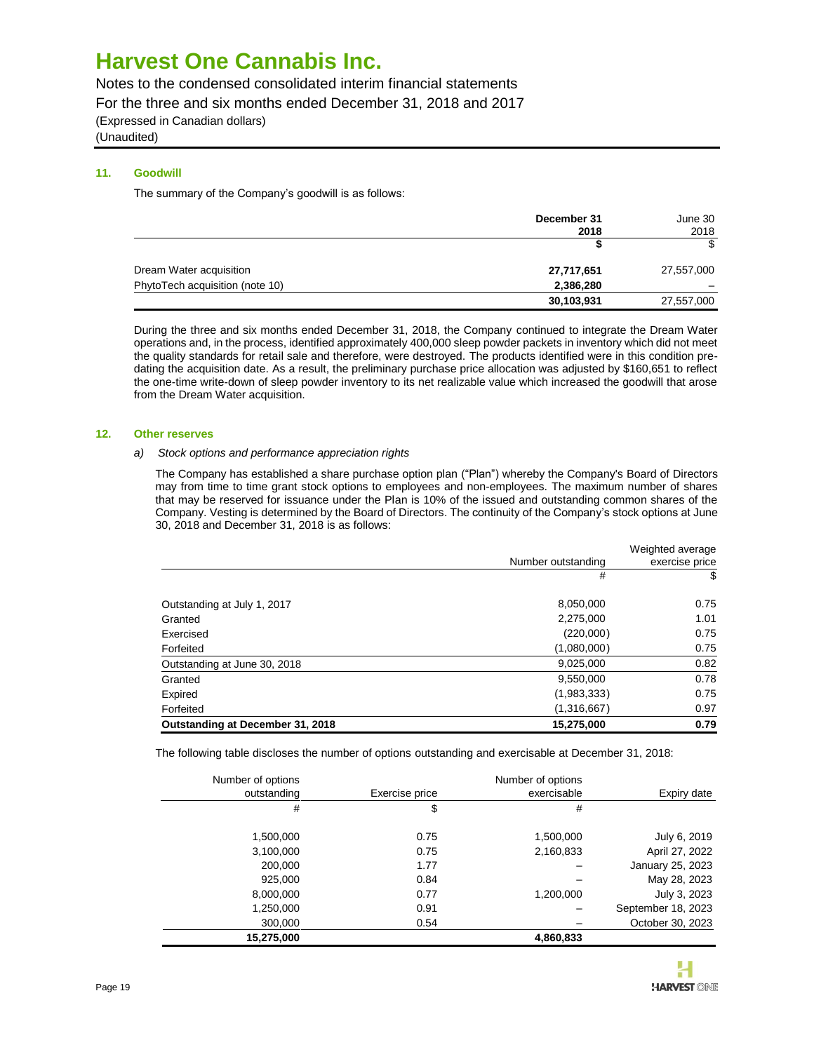### 11. Goodwill

The summary of the Company's goodwill is as follows:

| | December 31 2018 | June 30 2018 |
|---|---|---|
| | **$** | $ |
| Dream Water acquisition | **27,717,651** | 27,557,000 |
| PhytoTech acquisition (note 10) | **2,386,280** | – |
| | **30,103,931** | 27,557,000 |

During the three and six months ended December 31, 2018, the Company continued to integrate the Dream Water operations and, in the process, identified approximately 400,000 sleep powder packets in inventory which did not meet the quality standards for retail sale and therefore, were destroyed. The products identified were in this condition pre-dating the acquisition date. As a result, the preliminary purchase price allocation was adjusted by $160,651 to reflect the one-time write-down of sleep powder inventory to its net realizable value which increased the goodwill that arose from the Dream Water acquisition.

### 12. Other reserves

*a) Stock options and performance appreciation rights*

The Company has established a share purchase option plan ("Plan") whereby the Company's Board of Directors may from time to time grant stock options to employees and non-employees. The maximum number of shares that may be reserved for issuance under the Plan is 10% of the issued and outstanding common shares of the Company. Vesting is determined by the Board of Directors. The continuity of the Company's stock options at June 30, 2018 and December 31, 2018 is as follows:

| | Number outstanding | Weighted average exercise price |
|---|---|---|
| | # | $ |
| Outstanding at July 1, 2017 | 8,050,000 | 0.75 |
| Granted | 2,275,000 | 1.01 |
| Exercised | (220,000) | 0.75 |
| Forfeited | (1,080,000) | 0.75 |
| Outstanding at June 30, 2018 | 9,025,000 | 0.82 |
| Granted | 9,550,000 | 0.78 |
| Expired | (1,983,333) | 0.75 |
| Forfeited | (1,316,667) | 0.97 |
| **Outstanding at December 31, 2018** | **15,275,000** | **0.79** |

The following table discloses the number of options outstanding and exercisable at December 31, 2018:

| Number of options outstanding | Exercise price | Number of options exercisable | Expiry date |
|---|---|---|---|
| # | $ | # | |
| 1,500,000 | 0.75 | 1,500,000 | July 6, 2019 |
| 3,100,000 | 0.75 | 2,160,833 | April 27, 2022 |
| 200,000 | 1.77 | – | January 25, 2023 |
| 925,000 | 0.84 | – | May 28, 2023 |
| 8,000,000 | 0.77 | 1,200,000 | July 3, 2023 |
| 1,250,000 | 0.91 | – | September 18, 2023 |
| 300,000 | 0.54 | – | October 30, 2023 |
| **15,275,000** | | **4,860,833** | |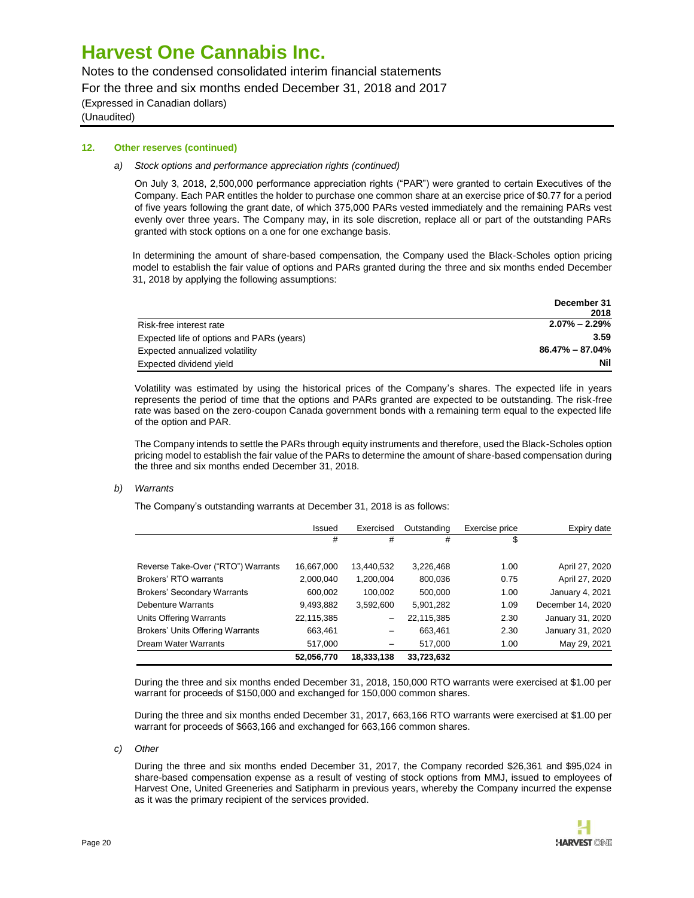### 12. Other reserves (continued)

*a) Stock options and performance appreciation rights (continued)*

On July 3, 2018, 2,500,000 performance appreciation rights ("PAR") were granted to certain Executives of the Company. Each PAR entitles the holder to purchase one common share at an exercise price of $0.77 for a period of five years following the grant date, of which 375,000 PARs vested immediately and the remaining PARs vest evenly over three years. The Company may, in its sole discretion, replace all or part of the outstanding PARs granted with stock options on a one for one exchange basis.

In determining the amount of share-based compensation, the Company used the Black-Scholes option pricing model to establish the fair value of options and PARs granted during the three and six months ended December 31, 2018 by applying the following assumptions:

| | December 31 2018 |
|---|---|
| Risk-free interest rate | 2.07% – 2.29% |
| Expected life of options and PARs (years) | 3.59 |
| Expected annualized volatility | 86.47% – 87.04% |
| Expected dividend yield | Nil |

Volatility was estimated by using the historical prices of the Company's shares. The expected life in years represents the period of time that the options and PARs granted are expected to be outstanding. The risk-free rate was based on the zero-coupon Canada government bonds with a remaining term equal to the expected life of the option and PAR.

The Company intends to settle the PARs through equity instruments and therefore, used the Black-Scholes option pricing model to establish the fair value of the PARs to determine the amount of share-based compensation during the three and six months ended December 31, 2018.

*b) Warrants*

The Company's outstanding warrants at December 31, 2018 is as follows:

| | Issued | Exercised | Outstanding | Exercise price | Expiry date |
|---|---|---|---|---|---|
| | # | # | # | $ | |
| Reverse Take-Over ("RTO") Warrants | 16,667,000 | 13,440,532 | 3,226,468 | 1.00 | April 27, 2020 |
| Brokers' RTO warrants | 2,000,040 | 1,200,004 | 800,036 | 0.75 | April 27, 2020 |
| Brokers' Secondary Warrants | 600,002 | 100,002 | 500,000 | 1.00 | January 4, 2021 |
| Debenture Warrants | 9,493,882 | 3,592,600 | 5,901,282 | 1.09 | December 14, 2020 |
| Units Offering Warrants | 22,115,385 | – | 22,115,385 | 2.30 | January 31, 2020 |
| Brokers' Units Offering Warrants | 663,461 | – | 663,461 | 2.30 | January 31, 2020 |
| Dream Water Warrants | 517,000 | – | 517,000 | 1.00 | May 29, 2021 |
| | **52,056,770** | **18,333,138** | **33,723,632** | | |

During the three and six months ended December 31, 2018, 150,000 RTO warrants were exercised at $1.00 per warrant for proceeds of $150,000 and exchanged for 150,000 common shares.

During the three and six months ended December 31, 2017, 663,166 RTO warrants were exercised at $1.00 per warrant for proceeds of $663,166 and exchanged for 663,166 common shares.

*c) Other*

During the three and six months ended December 31, 2017, the Company recorded $26,361 and $95,024 in share-based compensation expense as a result of vesting of stock options from MMJ, issued to employees of Harvest One, United Greeneries and Satipharm in previous years, whereby the Company incurred the expense as it was the primary recipient of the services provided.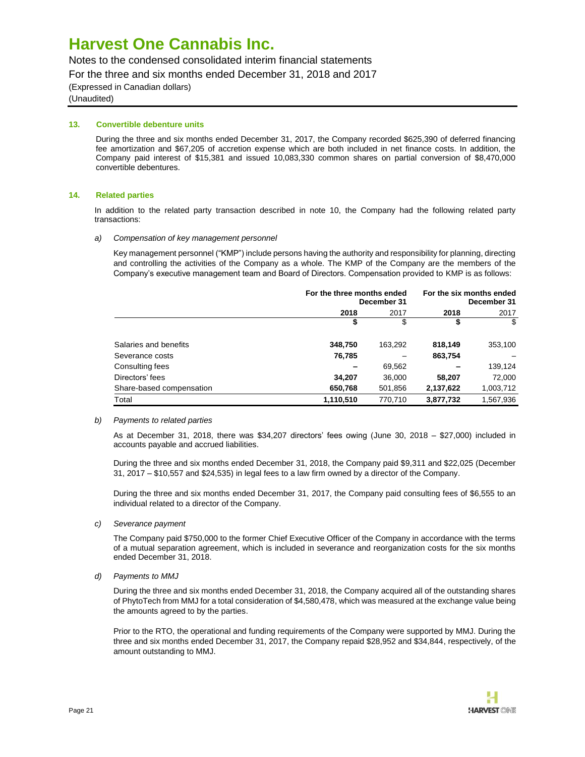# Harvest One Cannabis Inc.

Notes to the condensed consolidated interim financial statements
For the three and six months ended December 31, 2018 and 2017
(Expressed in Canadian dollars)
(Unaudited)

### 13. Convertible debenture units

During the three and six months ended December 31, 2017, the Company recorded $625,390 of deferred financing fee amortization and $67,205 of accretion expense which are both included in net finance costs. In addition, the Company paid interest of $15,381 and issued 10,083,330 common shares on partial conversion of $8,470,000 convertible debentures.

### 14. Related parties

In addition to the related party transaction described in note 10, the Company had the following related party transactions:

*a) Compensation of key management personnel*

Key management personnel ("KMP") include persons having the authority and responsibility for planning, directing and controlling the activities of the Company as a whole. The KMP of the Company are the members of the Company's executive management team and Board of Directors. Compensation provided to KMP is as follows:

| | For the three months ended December 31 | | For the six months ended December 31 | |
|---|---|---|---|---|
| | **2018** | 2017 | **2018** | 2017 |
| | **$** | $ | **$** | $ |
| Salaries and benefits | **348,750** | 163,292 | **818,149** | 353,100 |
| Severance costs | **76,785** | – | **863,754** | – |
| Consulting fees | **–** | 69,562 | **–** | 139,124 |
| Directors' fees | **34,207** | 36,000 | **58,207** | 72,000 |
| Share-based compensation | **650,768** | 501,856 | **2,137,622** | 1,003,712 |
| Total | **1,110,510** | 770,710 | **3,877,732** | 1,567,936 |

*b) Payments to related parties*

As at December 31, 2018, there was $34,207 directors' fees owing (June 30, 2018 – $27,000) included in accounts payable and accrued liabilities.

During the three and six months ended December 31, 2018, the Company paid $9,311 and $22,025 (December 31, 2017 – $10,557 and $24,535) in legal fees to a law firm owned by a director of the Company.

During the three and six months ended December 31, 2017, the Company paid consulting fees of $6,555 to an individual related to a director of the Company.

*c) Severance payment*

The Company paid $750,000 to the former Chief Executive Officer of the Company in accordance with the terms of a mutual separation agreement, which is included in severance and reorganization costs for the six months ended December 31, 2018.

*d) Payments to MMJ*

During the three and six months ended December 31, 2018, the Company acquired all of the outstanding shares of PhytoTech from MMJ for a total consideration of $4,580,478, which was measured at the exchange value being the amounts agreed to by the parties.

Prior to the RTO, the operational and funding requirements of the Company were supported by MMJ. During the three and six months ended December 31, 2017, the Company repaid $28,952 and $34,844, respectively, of the amount outstanding to MMJ.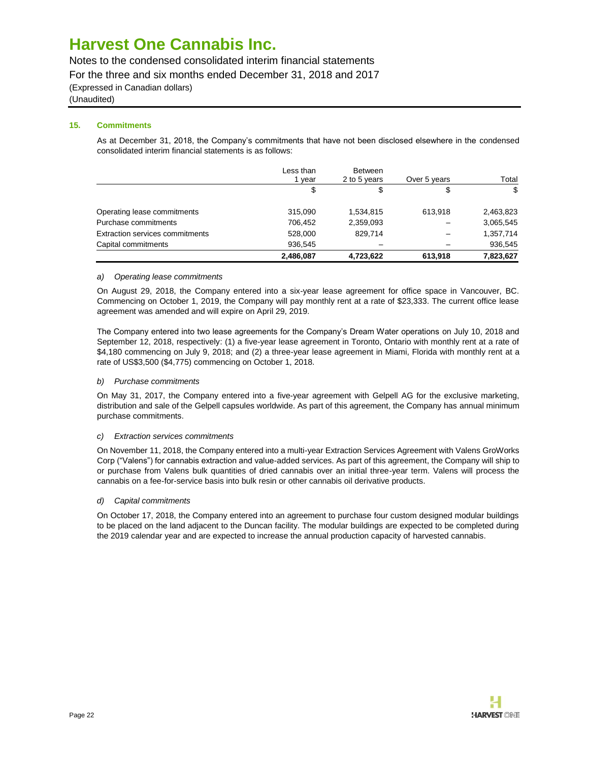## 15. Commitments

As at December 31, 2018, the Company's commitments that have not been disclosed elsewhere in the condensed consolidated interim financial statements is as follows:

| | Less than 1 year | Between 2 to 5 years | Over 5 years | Total |
|---|---|---|---|---|
| | $ | $ | $ | $ |
| Operating lease commitments | 315,090 | 1,534,815 | 613,918 | 2,463,823 |
| Purchase commitments | 706,452 | 2,359,093 | – | 3,065,545 |
| Extraction services commitments | 528,000 | 829,714 | – | 1,357,714 |
| Capital commitments | 936,545 | – | – | 936,545 |
| | **2,486,087** | **4,723,622** | **613,918** | **7,823,627** |

*a) Operating lease commitments*

On August 29, 2018, the Company entered into a six-year lease agreement for office space in Vancouver, BC. Commencing on October 1, 2019, the Company will pay monthly rent at a rate of $23,333. The current office lease agreement was amended and will expire on April 29, 2019.

The Company entered into two lease agreements for the Company's Dream Water operations on July 10, 2018 and September 12, 2018, respectively: (1) a five-year lease agreement in Toronto, Ontario with monthly rent at a rate of $4,180 commencing on July 9, 2018; and (2) a three-year lease agreement in Miami, Florida with monthly rent at a rate of US$3,500 ($4,775) commencing on October 1, 2018.

*b) Purchase commitments*

On May 31, 2017, the Company entered into a five-year agreement with Gelpell AG for the exclusive marketing, distribution and sale of the Gelpell capsules worldwide. As part of this agreement, the Company has annual minimum purchase commitments.

*c) Extraction services commitments*

On November 11, 2018, the Company entered into a multi-year Extraction Services Agreement with Valens GroWorks Corp ("Valens") for cannabis extraction and value-added services. As part of this agreement, the Company will ship to or purchase from Valens bulk quantities of dried cannabis over an initial three-year term. Valens will process the cannabis on a fee-for-service basis into bulk resin or other cannabis oil derivative products.

*d) Capital commitments*

On October 17, 2018, the Company entered into an agreement to purchase four custom designed modular buildings to be placed on the land adjacent to the Duncan facility. The modular buildings are expected to be completed during the 2019 calendar year and are expected to increase the annual production capacity of harvested cannabis.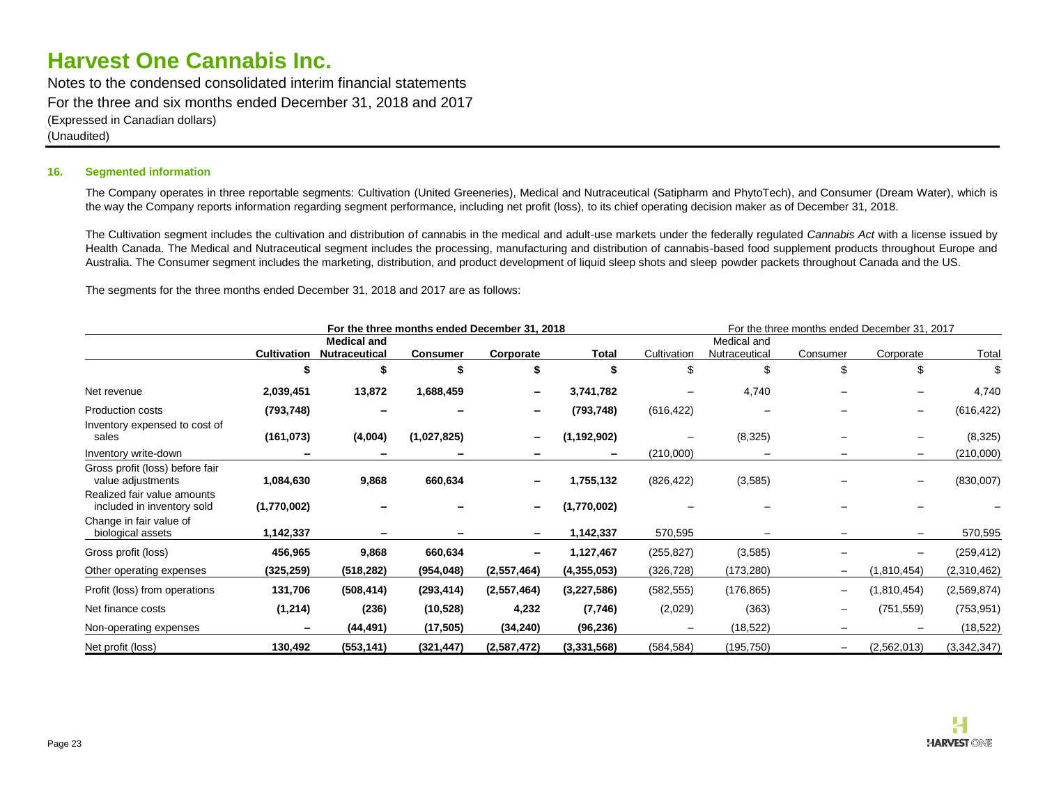## 16. Segmented information

The Company operates in three reportable segments: Cultivation (United Greeneries), Medical and Nutraceutical (Satipharm and PhytoTech), and Consumer (Dream Water), which is the way the Company reports information regarding segment performance, including net profit (loss), to its chief operating decision maker as of December 31, 2018.

The Cultivation segment includes the cultivation and distribution of cannabis in the medical and adult-use markets under the federally regulated *Cannabis Act* with a license issued by Health Canada. The Medical and Nutraceutical segment includes the processing, manufacturing and distribution of cannabis-based food supplement products throughout Europe and Australia. The Consumer segment includes the marketing, distribution, and product development of liquid sleep shots and sleep powder packets throughout Canada and the US.

The segments for the three months ended December 31, 2018 and 2017 are as follows:

| | For the three months ended December 31, 2018 | | | | | For the three months ended December 31, 2017 | | | | |
|---|---|---|---|---|---|---|---|---|---|---|
| | **Cultivation** | **Medical and Nutraceutical** | **Consumer** | **Corporate** | **Total** | Cultivation | Medical and Nutraceutical | Consumer | Corporate | Total |
| | **$** | **$** | **$** | **$** | **$** | $ | $ | $ | $ | $ |
| Net revenue | **2,039,451** | **13,872** | **1,688,459** | **–** | **3,741,782** | – | 4,740 | – | – | 4,740 |
| Production costs | **(793,748)** | **–** | **–** | **–** | **(793,748)** | (616,422) | – | – | – | (616,422) |
| Inventory expensed to cost of sales | **(161,073)** | **(4,004)** | **(1,027,825)** | **–** | **(1,192,902)** | – | (8,325) | – | – | (8,325) |
| Inventory write-down | **–** | **–** | **–** | **–** | **–** | (210,000) | – | – | – | (210,000) |
| Gross profit (loss) before fair value adjustments | **1,084,630** | **9,868** | **660,634** | **–** | **1,755,132** | (826,422) | (3,585) | – | – | (830,007) |
| Realized fair value amounts included in inventory sold | **(1,770,002)** | **–** | **–** | **–** | **(1,770,002)** | – | – | – | – | – |
| Change in fair value of biological assets | **1,142,337** | **–** | **–** | **–** | **1,142,337** | 570,595 | – | – | – | 570,595 |
| Gross profit (loss) | **456,965** | **9,868** | **660,634** | **–** | **1,127,467** | (255,827) | (3,585) | – | – | (259,412) |
| Other operating expenses | **(325,259)** | **(518,282)** | **(954,048)** | **(2,557,464)** | **(4,355,053)** | (326,728) | (173,280) | – | (1,810,454) | (2,310,462) |
| Profit (loss) from operations | **131,706** | **(508,414)** | **(293,414)** | **(2,557,464)** | **(3,227,586)** | (582,555) | (176,865) | – | (1,810,454) | (2,569,874) |
| Net finance costs | **(1,214)** | **(236)** | **(10,528)** | **4,232** | **(7,746)** | (2,029) | (363) | – | (751,559) | (753,951) |
| Non-operating expenses | **–** | **(44,491)** | **(17,505)** | **(34,240)** | **(96,236)** | – | (18,522) | – | – | (18,522) |
| Net profit (loss) | **130,492** | **(553,141)** | **(321,447)** | **(2,587,472)** | **(3,331,568)** | (584,584) | (195,750) | – | (2,562,013) | (3,342,347) |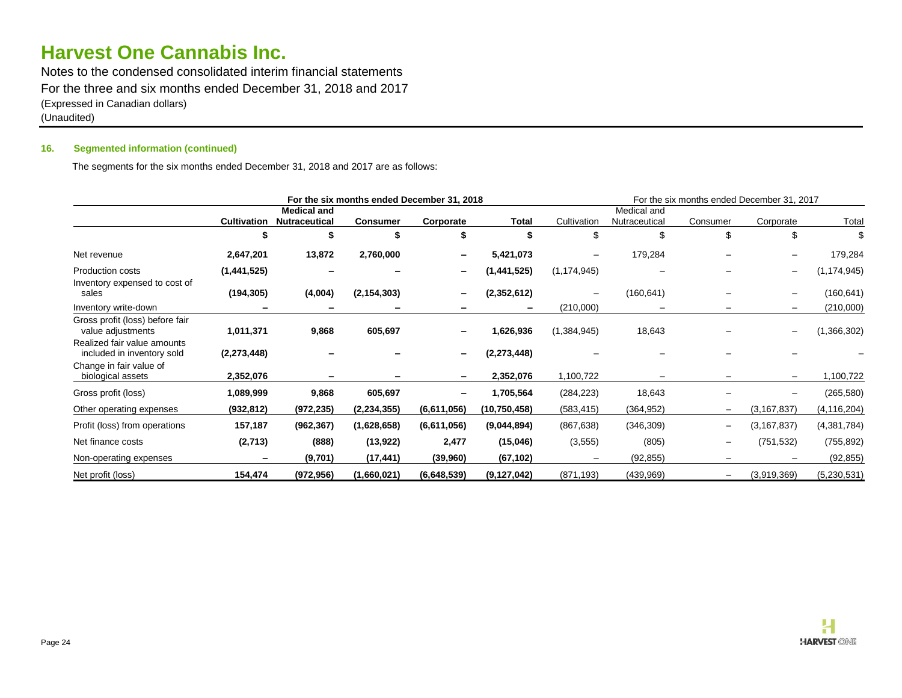### 16. Segmented information (continued)

The segments for the six months ended December 31, 2018 and 2017 are as follows:

| | For the six months ended December 31, 2018 | | | | | For the six months ended December 31, 2017 | | | | |
|---|---|---|---|---|---|---|---|---|---|---|
| | **Cultivation** | **Medical and Nutraceutical** | **Consumer** | **Corporate** | **Total** | Cultivation | Medical and Nutraceutical | Consumer | Corporate | Total |
| | **$** | **$** | **$** | **$** | **$** | $ | $ | $ | $ | $ |
| Net revenue | **2,647,201** | **13,872** | **2,760,000** | **–** | **5,421,073** | – | 179,284 | – | – | 179,284 |
| Production costs | **(1,441,525)** | **–** | **–** | **–** | **(1,441,525)** | (1,174,945) | – | – | – | (1,174,945) |
| Inventory expensed to cost of sales | **(194,305)** | **(4,004)** | **(2,154,303)** | **–** | **(2,352,612)** | – | (160,641) | – | – | (160,641) |
| Inventory write-down | **–** | **–** | **–** | **–** | **–** | (210,000) | – | – | – | (210,000) |
| Gross profit (loss) before fair value adjustments | **1,011,371** | **9,868** | **605,697** | **–** | **1,626,936** | (1,384,945) | 18,643 | – | – | (1,366,302) |
| Realized fair value amounts included in inventory sold | **(2,273,448)** | **–** | **–** | **–** | **(2,273,448)** | – | – | – | – | – |
| Change in fair value of biological assets | **2,352,076** | **–** | **–** | **–** | **2,352,076** | 1,100,722 | – | – | – | 1,100,722 |
| Gross profit (loss) | **1,089,999** | **9,868** | **605,697** | **–** | **1,705,564** | (284,223) | 18,643 | – | – | (265,580) |
| Other operating expenses | **(932,812)** | **(972,235)** | **(2,234,355)** | **(6,611,056)** | **(10,750,458)** | (583,415) | (364,952) | – | (3,167,837) | (4,116,204) |
| Profit (loss) from operations | **157,187** | **(962,367)** | **(1,628,658)** | **(6,611,056)** | **(9,044,894)** | (867,638) | (346,309) | – | (3,167,837) | (4,381,784) |
| Net finance costs | **(2,713)** | **(888)** | **(13,922)** | **2,477** | **(15,046)** | (3,555) | (805) | – | (751,532) | (755,892) |
| Non-operating expenses | **–** | **(9,701)** | **(17,441)** | **(39,960)** | **(67,102)** | – | (92,855) | – | – | (92,855) |
| Net profit (loss) | **154,474** | **(972,956)** | **(1,660,021)** | **(6,648,539)** | **(9,127,042)** | (871,193) | (439,969) | – | (3,919,369) | (5,230,531) |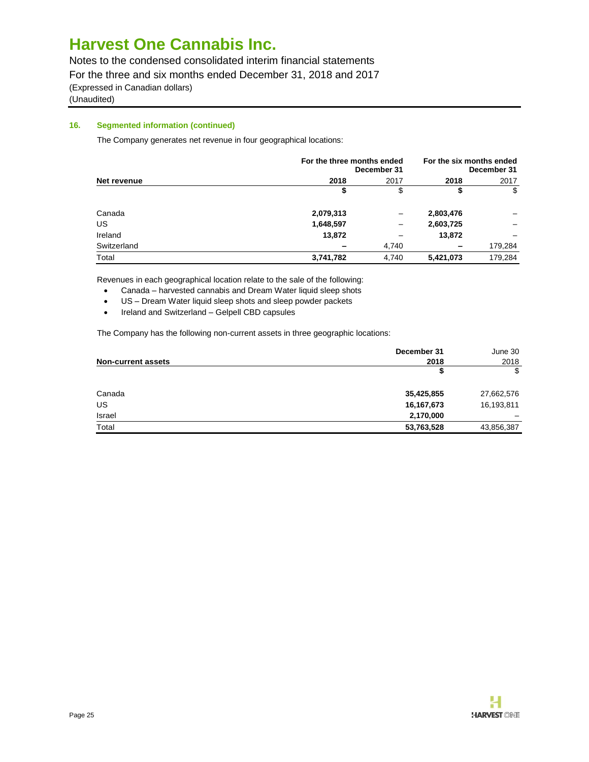### 16. Segmented information (continued)

The Company generates net revenue in four geographical locations:

| Net revenue | For the three months ended December 31 | | For the six months ended December 31 | |
|---|---|---|---|---|
| | **2018** | 2017 | **2018** | 2017 |
| | **$** | $ | **$** | $ |
| Canada | **2,079,313** | – | **2,803,476** | – |
| US | **1,648,597** | – | **2,603,725** | – |
| Ireland | **13,872** | – | **13,872** | – |
| Switzerland | **–** | 4,740 | **–** | 179,284 |
| Total | **3,741,782** | 4,740 | **5,421,073** | 179,284 |

Revenues in each geographical location relate to the sale of the following:

- Canada – harvested cannabis and Dream Water liquid sleep shots
- US – Dream Water liquid sleep shots and sleep powder packets
- Ireland and Switzerland – Gelpell CBD capsules

The Company has the following non-current assets in three geographic locations:

| Non-current assets | December 31 2018 | June 30 2018 |
|---|---|---|
| | **$** | $ |
| Canada | **35,425,855** | 27,662,576 |
| US | **16,167,673** | 16,193,811 |
| Israel | **2,170,000** | – |
| Total | **53,763,528** | 43,856,387 |